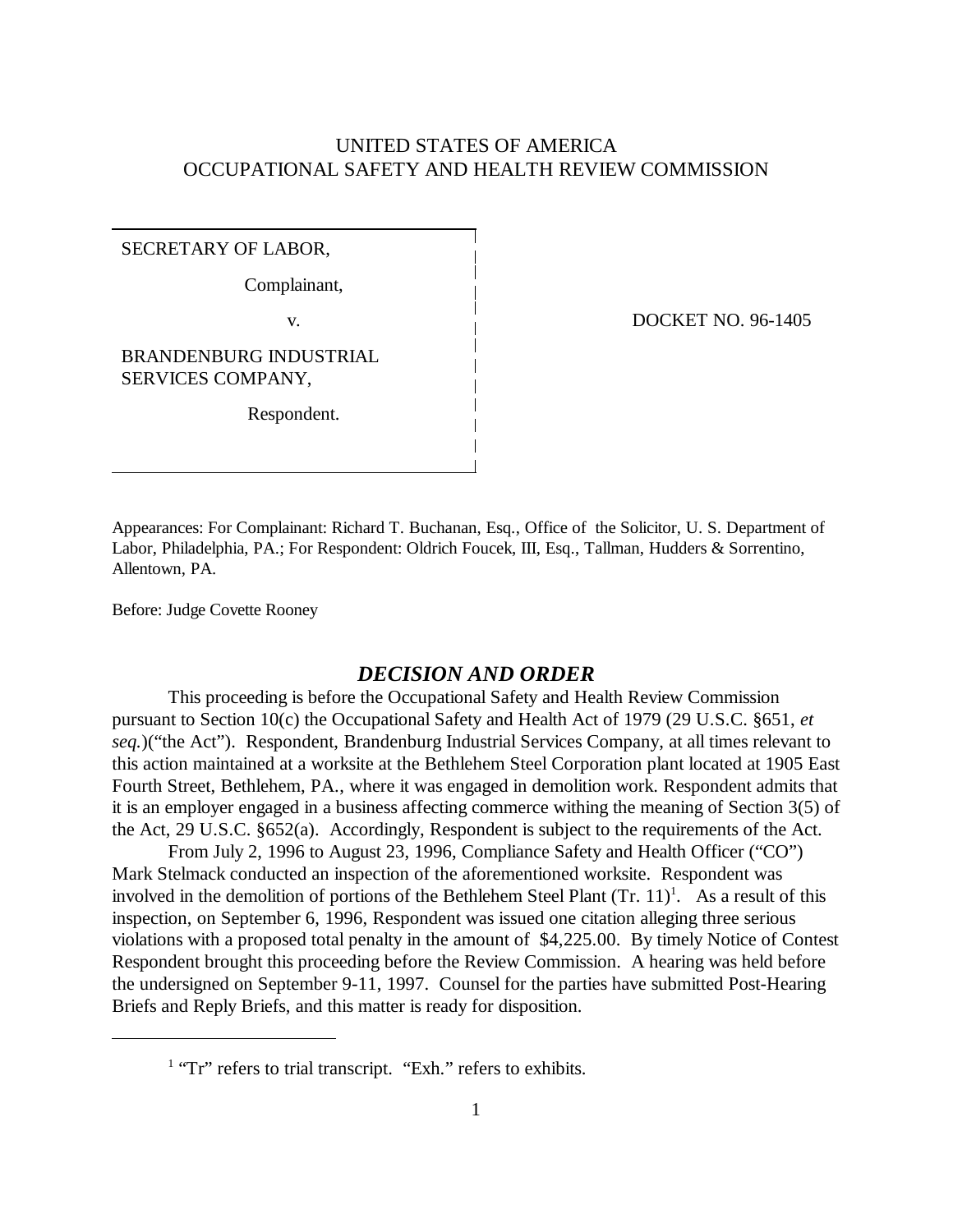UNITED STATES OF AMERICA
OCCUPATIONAL SAFETY AND HEALTH REVIEW COMMISSION

| | |
|---|---|
| SECRETARY OF LABOR,<br><br>Complainant,<br><br>v.<br><br>BRANDENBURG INDUSTRIAL SERVICES COMPANY,<br><br>Respondent. | DOCKET NO. 96-1405 |

Appearances: For Complainant: Richard T. Buchanan, Esq., Office of the Solicitor, U. S. Department of Labor, Philadelphia, PA.; For Respondent: Oldrich Foucek, III, Esq., Tallman, Hudders & Sorrentino, Allentown, PA.

Before: Judge Covette Rooney

## *DECISION AND ORDER*

This proceeding is before the Occupational Safety and Health Review Commission pursuant to Section 10(c) the Occupational Safety and Health Act of 1979 (29 U.S.C. §651, *et seq.*)("the Act"). Respondent, Brandenburg Industrial Services Company, at all times relevant to this action maintained at a worksite at the Bethlehem Steel Corporation plant located at 1905 East Fourth Street, Bethlehem, PA., where it was engaged in demolition work. Respondent admits that it is an employer engaged in a business affecting commerce withing the meaning of Section 3(5) of the Act, 29 U.S.C. §652(a). Accordingly, Respondent is subject to the requirements of the Act.

From July 2, 1996 to August 23, 1996, Compliance Safety and Health Officer ("CO") Mark Stelmack conducted an inspection of the aforementioned worksite. Respondent was involved in the demolition of portions of the Bethlehem Steel Plant (Tr. 11)[1]. As a result of this inspection, on September 6, 1996, Respondent was issued one citation alleging three serious violations with a proposed total penalty in the amount of $4,225.00. By timely Notice of Contest Respondent brought this proceeding before the Review Commission. A hearing was held before the undersigned on September 9-11, 1997. Counsel for the parties have submitted Post-Hearing Briefs and Reply Briefs, and this matter is ready for disposition.

[1] "Tr" refers to trial transcript. "Exh." refers to exhibits.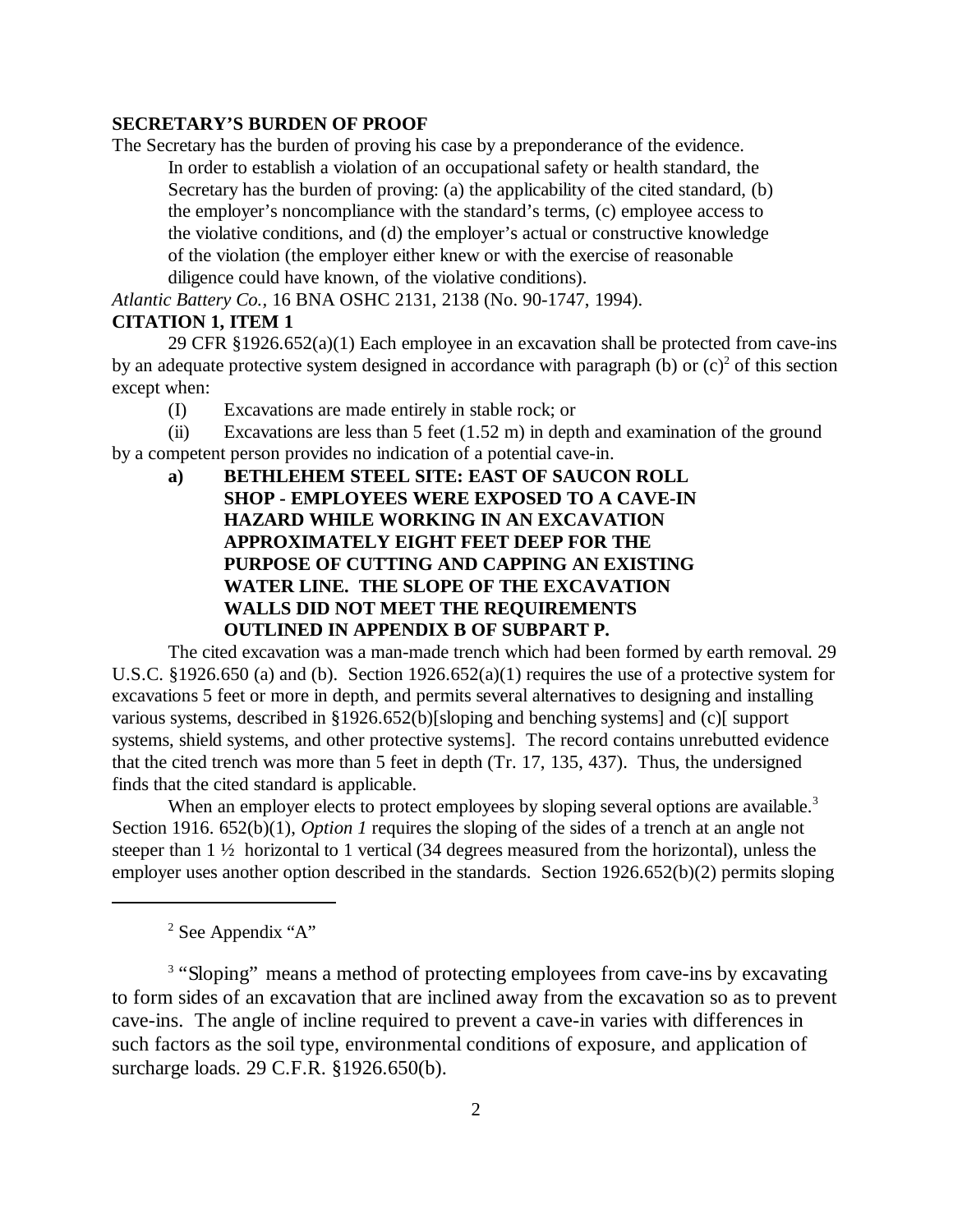**SECRETARY'S BURDEN OF PROOF**

The Secretary has the burden of proving his case by a preponderance of the evidence.

> In order to establish a violation of an occupational safety or health standard, the Secretary has the burden of proving: (a) the applicability of the cited standard, (b) the employer's noncompliance with the standard's terms, (c) employee access to the violative conditions, and (d) the employer's actual or constructive knowledge of the violation (the employer either knew or with the exercise of reasonable diligence could have known, of the violative conditions).

*Atlantic Battery Co.,* 16 BNA OSHC 2131, 2138 (No. 90-1747, 1994).

**CITATION 1, ITEM 1**

29 CFR §1926.652(a)(1) Each employee in an excavation shall be protected from cave-ins by an adequate protective system designed in accordance with paragraph (b) or (c)[2] of this section except when:

(I) Excavations are made entirely in stable rock; or

(ii) Excavations are less than 5 feet (1.52 m) in depth and examination of the ground by a competent person provides no indication of a potential cave-in.

**a) BETHLEHEM STEEL SITE: EAST OF SAUCON ROLL SHOP - EMPLOYEES WERE EXPOSED TO A CAVE-IN HAZARD WHILE WORKING IN AN EXCAVATION APPROXIMATELY EIGHT FEET DEEP FOR THE PURPOSE OF CUTTING AND CAPPING AN EXISTING WATER LINE. THE SLOPE OF THE EXCAVATION WALLS DID NOT MEET THE REQUIREMENTS OUTLINED IN APPENDIX B OF SUBPART P.**

The cited excavation was a man-made trench which had been formed by earth removal. 29 U.S.C. §1926.650 (a) and (b). Section 1926.652(a)(1) requires the use of a protective system for excavations 5 feet or more in depth, and permits several alternatives to designing and installing various systems, described in §1926.652(b)[sloping and benching systems] and (c)[ support systems, shield systems, and other protective systems]. The record contains unrebutted evidence that the cited trench was more than 5 feet in depth (Tr. 17, 135, 437). Thus, the undersigned finds that the cited standard is applicable.

When an employer elects to protect employees by sloping several options are available.[3] Section 1916. 652(b)(1), *Option 1* requires the sloping of the sides of a trench at an angle not steeper than 1 ½ horizontal to 1 vertical (34 degrees measured from the horizontal), unless the employer uses another option described in the standards. Section 1926.652(b)(2) permits sloping

---

[2] See Appendix "A"

[3] "Sloping" means a method of protecting employees from cave-ins by excavating to form sides of an excavation that are inclined away from the excavation so as to prevent cave-ins. The angle of incline required to prevent a cave-in varies with differences in such factors as the soil type, environmental conditions of exposure, and application of surcharge loads. 29 C.F.R. §1926.650(b).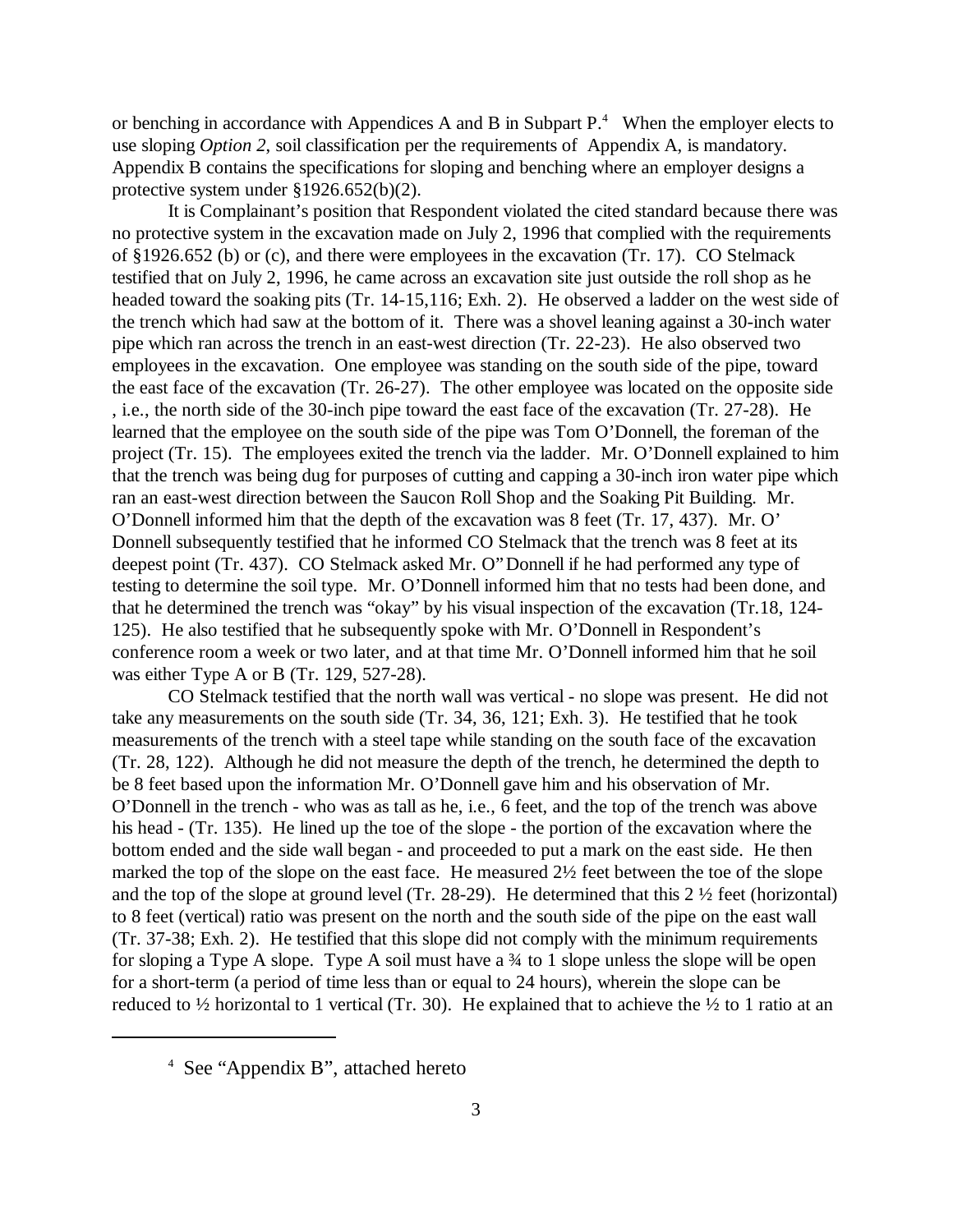or benching in accordance with Appendices A and B in Subpart P.[4] When the employer elects to use sloping *Option 2*, soil classification per the requirements of Appendix A, is mandatory. Appendix B contains the specifications for sloping and benching where an employer designs a protective system under §1926.652(b)(2).

It is Complainant's position that Respondent violated the cited standard because there was no protective system in the excavation made on July 2, 1996 that complied with the requirements of §1926.652 (b) or (c), and there were employees in the excavation (Tr. 17). CO Stelmack testified that on July 2, 1996, he came across an excavation site just outside the roll shop as he headed toward the soaking pits (Tr. 14-15,116; Exh. 2). He observed a ladder on the west side of the trench which had saw at the bottom of it. There was a shovel leaning against a 30-inch water pipe which ran across the trench in an east-west direction (Tr. 22-23). He also observed two employees in the excavation. One employee was standing on the south side of the pipe, toward the east face of the excavation (Tr. 26-27). The other employee was located on the opposite side , i.e., the north side of the 30-inch pipe toward the east face of the excavation (Tr. 27-28). He learned that the employee on the south side of the pipe was Tom O'Donnell, the foreman of the project (Tr. 15). The employees exited the trench via the ladder. Mr. O'Donnell explained to him that the trench was being dug for purposes of cutting and capping a 30-inch iron water pipe which ran an east-west direction between the Saucon Roll Shop and the Soaking Pit Building. Mr. O'Donnell informed him that the depth of the excavation was 8 feet (Tr. 17, 437). Mr. O' Donnell subsequently testified that he informed CO Stelmack that the trench was 8 feet at its deepest point (Tr. 437). CO Stelmack asked Mr. O"Donnell if he had performed any type of testing to determine the soil type. Mr. O'Donnell informed him that no tests had been done, and that he determined the trench was "okay" by his visual inspection of the excavation (Tr.18, 124-125). He also testified that he subsequently spoke with Mr. O'Donnell in Respondent's conference room a week or two later, and at that time Mr. O'Donnell informed him that he soil was either Type A or B (Tr. 129, 527-28).

CO Stelmack testified that the north wall was vertical - no slope was present. He did not take any measurements on the south side (Tr. 34, 36, 121; Exh. 3). He testified that he took measurements of the trench with a steel tape while standing on the south face of the excavation (Tr. 28, 122). Although he did not measure the depth of the trench, he determined the depth to be 8 feet based upon the information Mr. O'Donnell gave him and his observation of Mr. O'Donnell in the trench - who was as tall as he, i.e., 6 feet, and the top of the trench was above his head - (Tr. 135). He lined up the toe of the slope - the portion of the excavation where the bottom ended and the side wall began - and proceeded to put a mark on the east side. He then marked the top of the slope on the east face. He measured 2½ feet between the toe of the slope and the top of the slope at ground level (Tr. 28-29). He determined that this 2 ½ feet (horizontal) to 8 feet (vertical) ratio was present on the north and the south side of the pipe on the east wall (Tr. 37-38; Exh. 2). He testified that this slope did not comply with the minimum requirements for sloping a Type A slope. Type A soil must have a ¾ to 1 slope unless the slope will be open for a short-term (a period of time less than or equal to 24 hours), wherein the slope can be reduced to ½ horizontal to 1 vertical (Tr. 30). He explained that to achieve the ½ to 1 ratio at an

---

[4] See "Appendix B", attached hereto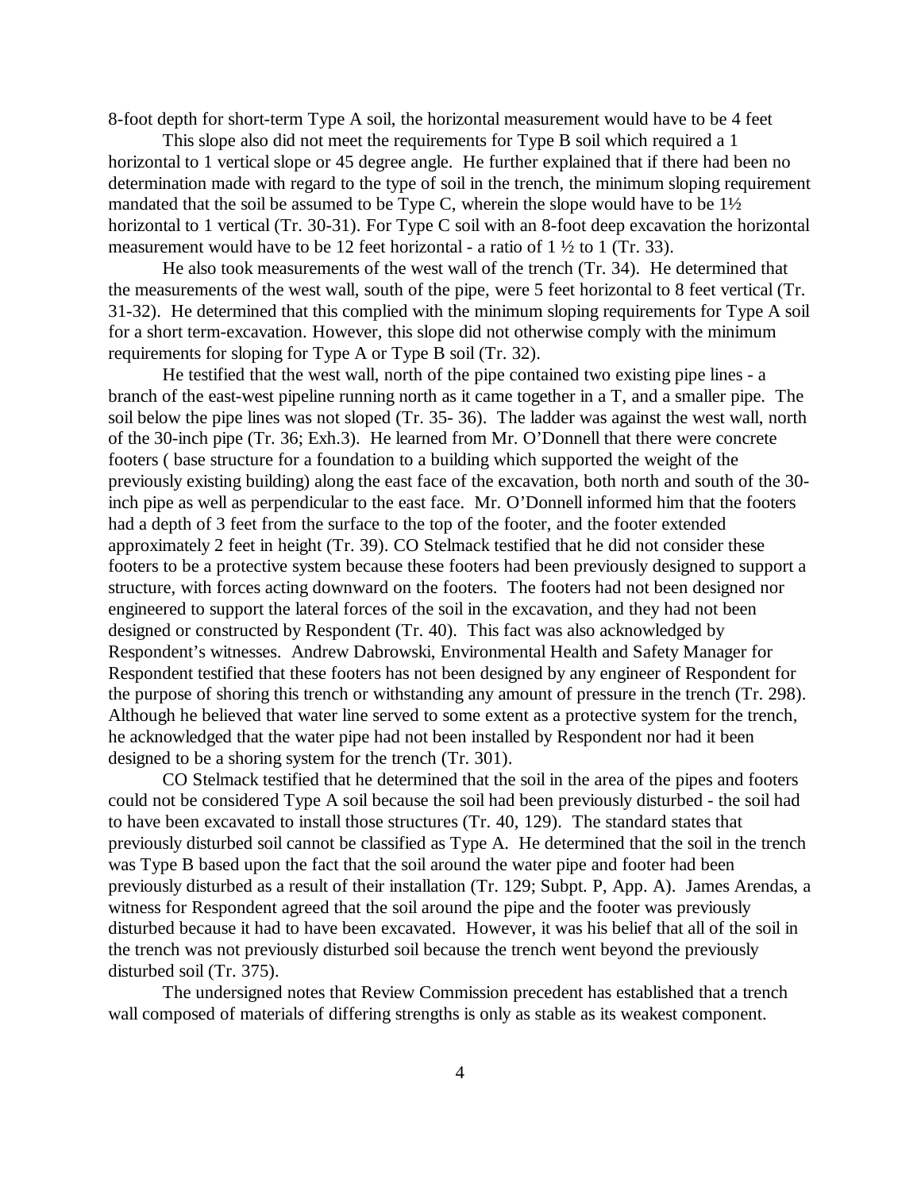8-foot depth for short-term Type A soil, the horizontal measurement would have to be 4 feet

This slope also did not meet the requirements for Type B soil which required a 1 horizontal to 1 vertical slope or 45 degree angle. He further explained that if there had been no determination made with regard to the type of soil in the trench, the minimum sloping requirement mandated that the soil be assumed to be Type C, wherein the slope would have to be 1½ horizontal to 1 vertical (Tr. 30-31). For Type C soil with an 8-foot deep excavation the horizontal measurement would have to be 12 feet horizontal - a ratio of 1 ½ to 1 (Tr. 33).

He also took measurements of the west wall of the trench (Tr. 34). He determined that the measurements of the west wall, south of the pipe, were 5 feet horizontal to 8 feet vertical (Tr. 31-32). He determined that this complied with the minimum sloping requirements for Type A soil for a short term-excavation. However, this slope did not otherwise comply with the minimum requirements for sloping for Type A or Type B soil (Tr. 32).

He testified that the west wall, north of the pipe contained two existing pipe lines - a branch of the east-west pipeline running north as it came together in a T, and a smaller pipe. The soil below the pipe lines was not sloped (Tr. 35- 36). The ladder was against the west wall, north of the 30-inch pipe (Tr. 36; Exh.3). He learned from Mr. O'Donnell that there were concrete footers ( base structure for a foundation to a building which supported the weight of the previously existing building) along the east face of the excavation, both north and south of the 30-inch pipe as well as perpendicular to the east face. Mr. O'Donnell informed him that the footers had a depth of 3 feet from the surface to the top of the footer, and the footer extended approximately 2 feet in height (Tr. 39). CO Stelmack testified that he did not consider these footers to be a protective system because these footers had been previously designed to support a structure, with forces acting downward on the footers. The footers had not been designed nor engineered to support the lateral forces of the soil in the excavation, and they had not been designed or constructed by Respondent (Tr. 40). This fact was also acknowledged by Respondent's witnesses. Andrew Dabrowski, Environmental Health and Safety Manager for Respondent testified that these footers has not been designed by any engineer of Respondent for the purpose of shoring this trench or withstanding any amount of pressure in the trench (Tr. 298). Although he believed that water line served to some extent as a protective system for the trench, he acknowledged that the water pipe had not been installed by Respondent nor had it been designed to be a shoring system for the trench (Tr. 301).

CO Stelmack testified that he determined that the soil in the area of the pipes and footers could not be considered Type A soil because the soil had been previously disturbed - the soil had to have been excavated to install those structures (Tr. 40, 129). The standard states that previously disturbed soil cannot be classified as Type A. He determined that the soil in the trench was Type B based upon the fact that the soil around the water pipe and footer had been previously disturbed as a result of their installation (Tr. 129; Subpt. P, App. A). James Arendas, a witness for Respondent agreed that the soil around the pipe and the footer was previously disturbed because it had to have been excavated. However, it was his belief that all of the soil in the trench was not previously disturbed soil because the trench went beyond the previously disturbed soil (Tr. 375).

The undersigned notes that Review Commission precedent has established that a trench wall composed of materials of differing strengths is only as stable as its weakest component.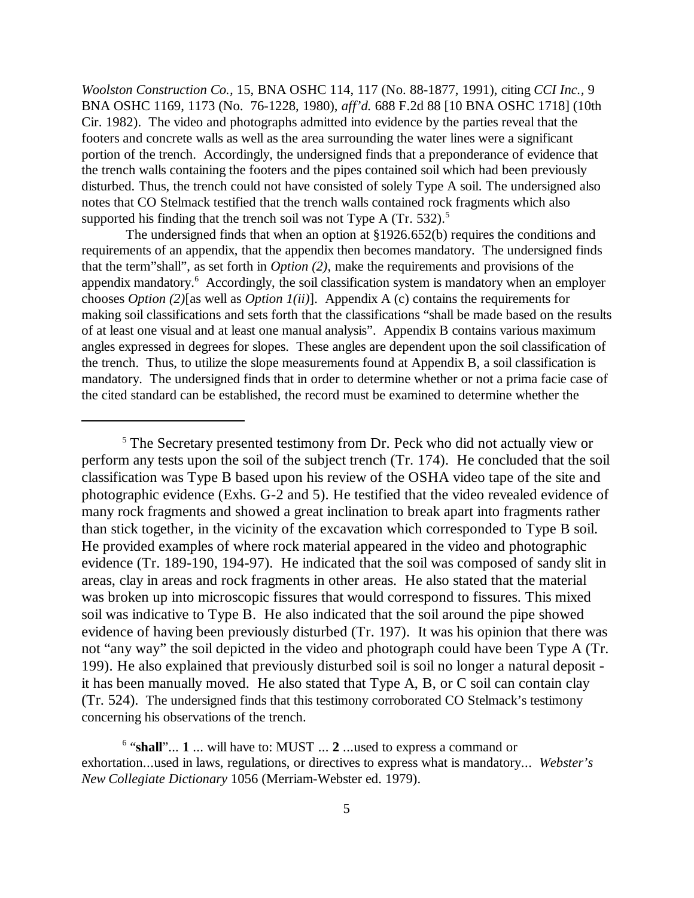*Woolston Construction Co.*, 15, BNA OSHC 114, 117 (No. 88-1877, 1991), citing *CCI Inc.*, 9 BNA OSHC 1169, 1173 (No. 76-1228, 1980), *aff'd.* 688 F.2d 88 [10 BNA OSHC 1718] (10th Cir. 1982). The video and photographs admitted into evidence by the parties reveal that the footers and concrete walls as well as the area surrounding the water lines were a significant portion of the trench. Accordingly, the undersigned finds that a preponderance of evidence that the trench walls containing the footers and the pipes contained soil which had been previously disturbed. Thus, the trench could not have consisted of solely Type A soil. The undersigned also notes that CO Stelmack testified that the trench walls contained rock fragments which also supported his finding that the trench soil was not Type A (Tr. 532).[5]

The undersigned finds that when an option at §1926.652(b) requires the conditions and requirements of an appendix, that the appendix then becomes mandatory. The undersigned finds that the term"shall", as set forth in *Option (2)*, make the requirements and provisions of the appendix mandatory.[6] Accordingly, the soil classification system is mandatory when an employer chooses *Option (2)*[as well as *Option 1(ii)*]. Appendix A (c) contains the requirements for making soil classifications and sets forth that the classifications "shall be made based on the results of at least one visual and at least one manual analysis". Appendix B contains various maximum angles expressed in degrees for slopes. These angles are dependent upon the soil classification of the trench. Thus, to utilize the slope measurements found at Appendix B, a soil classification is mandatory. The undersigned finds that in order to determine whether or not a prima facie case of the cited standard can be established, the record must be examined to determine whether the

---

[5] The Secretary presented testimony from Dr. Peck who did not actually view or perform any tests upon the soil of the subject trench (Tr. 174). He concluded that the soil classification was Type B based upon his review of the OSHA video tape of the site and photographic evidence (Exhs. G-2 and 5). He testified that the video revealed evidence of many rock fragments and showed a great inclination to break apart into fragments rather than stick together, in the vicinity of the excavation which corresponded to Type B soil. He provided examples of where rock material appeared in the video and photographic evidence (Tr. 189-190, 194-97). He indicated that the soil was composed of sandy slit in areas, clay in areas and rock fragments in other areas. He also stated that the material was broken up into microscopic fissures that would correspond to fissures. This mixed soil was indicative to Type B. He also indicated that the soil around the pipe showed evidence of having been previously disturbed (Tr. 197). It was his opinion that there was not "any way" the soil depicted in the video and photograph could have been Type A (Tr. 199). He also explained that previously disturbed soil is soil no longer a natural deposit - it has been manually moved. He also stated that Type A, B, or C soil can contain clay (Tr. 524). The undersigned finds that this testimony corroborated CO Stelmack's testimony concerning his observations of the trench.

[6] "**shall**"... **1** ... will have to: MUST ... **2** ...used to express a command or exhortation...used in laws, regulations, or directives to express what is mandatory... *Webster's New Collegiate Dictionary* 1056 (Merriam-Webster ed. 1979).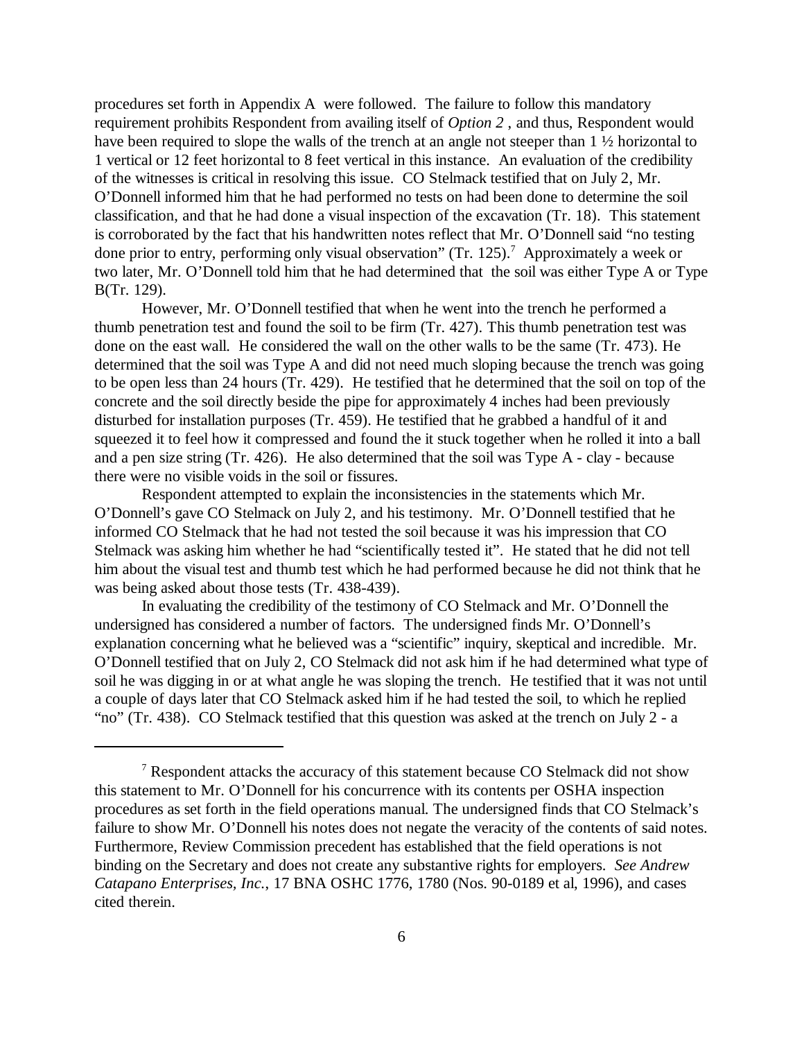procedures set forth in Appendix A were followed. The failure to follow this mandatory requirement prohibits Respondent from availing itself of *Option 2* , and thus, Respondent would have been required to slope the walls of the trench at an angle not steeper than 1 ½ horizontal to 1 vertical or 12 feet horizontal to 8 feet vertical in this instance. An evaluation of the credibility of the witnesses is critical in resolving this issue. CO Stelmack testified that on July 2, Mr. O'Donnell informed him that he had performed no tests on had been done to determine the soil classification, and that he had done a visual inspection of the excavation (Tr. 18). This statement is corroborated by the fact that his handwritten notes reflect that Mr. O'Donnell said "no testing done prior to entry, performing only visual observation" (Tr. 125).[7] Approximately a week or two later, Mr. O'Donnell told him that he had determined that the soil was either Type A or Type B(Tr. 129).

However, Mr. O'Donnell testified that when he went into the trench he performed a thumb penetration test and found the soil to be firm (Tr. 427). This thumb penetration test was done on the east wall. He considered the wall on the other walls to be the same (Tr. 473). He determined that the soil was Type A and did not need much sloping because the trench was going to be open less than 24 hours (Tr. 429). He testified that he determined that the soil on top of the concrete and the soil directly beside the pipe for approximately 4 inches had been previously disturbed for installation purposes (Tr. 459). He testified that he grabbed a handful of it and squeezed it to feel how it compressed and found the it stuck together when he rolled it into a ball and a pen size string (Tr. 426). He also determined that the soil was Type A - clay - because there were no visible voids in the soil or fissures.

Respondent attempted to explain the inconsistencies in the statements which Mr. O'Donnell's gave CO Stelmack on July 2, and his testimony. Mr. O'Donnell testified that he informed CO Stelmack that he had not tested the soil because it was his impression that CO Stelmack was asking him whether he had "scientifically tested it". He stated that he did not tell him about the visual test and thumb test which he had performed because he did not think that he was being asked about those tests (Tr. 438-439).

In evaluating the credibility of the testimony of CO Stelmack and Mr. O'Donnell the undersigned has considered a number of factors. The undersigned finds Mr. O'Donnell's explanation concerning what he believed was a "scientific" inquiry, skeptical and incredible. Mr. O'Donnell testified that on July 2, CO Stelmack did not ask him if he had determined what type of soil he was digging in or at what angle he was sloping the trench. He testified that it was not until a couple of days later that CO Stelmack asked him if he had tested the soil, to which he replied "no" (Tr. 438). CO Stelmack testified that this question was asked at the trench on July 2 - a

---

[7] Respondent attacks the accuracy of this statement because CO Stelmack did not show this statement to Mr. O'Donnell for his concurrence with its contents per OSHA inspection procedures as set forth in the field operations manual. The undersigned finds that CO Stelmack's failure to show Mr. O'Donnell his notes does not negate the veracity of the contents of said notes. Furthermore, Review Commission precedent has established that the field operations is not binding on the Secretary and does not create any substantive rights for employers. *See Andrew Catapano Enterprises, Inc.*, 17 BNA OSHC 1776, 1780 (Nos. 90-0189 et al, 1996), and cases cited therein.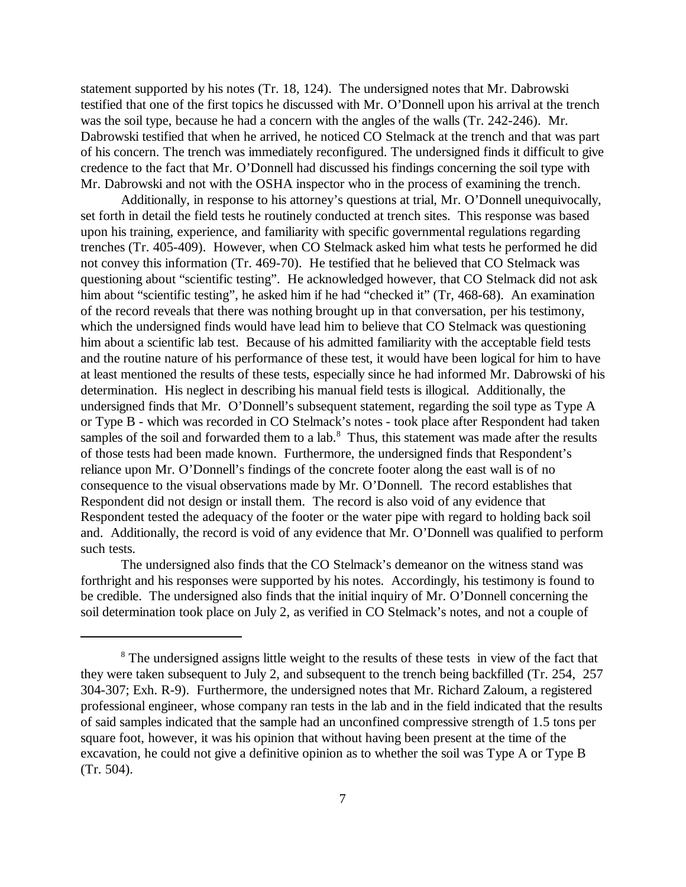statement supported by his notes (Tr. 18, 124). The undersigned notes that Mr. Dabrowski testified that one of the first topics he discussed with Mr. O'Donnell upon his arrival at the trench was the soil type, because he had a concern with the angles of the walls (Tr. 242-246). Mr. Dabrowski testified that when he arrived, he noticed CO Stelmack at the trench and that was part of his concern. The trench was immediately reconfigured. The undersigned finds it difficult to give credence to the fact that Mr. O'Donnell had discussed his findings concerning the soil type with Mr. Dabrowski and not with the OSHA inspector who in the process of examining the trench.

Additionally, in response to his attorney's questions at trial, Mr. O'Donnell unequivocally, set forth in detail the field tests he routinely conducted at trench sites. This response was based upon his training, experience, and familiarity with specific governmental regulations regarding trenches (Tr. 405-409). However, when CO Stelmack asked him what tests he performed he did not convey this information (Tr. 469-70). He testified that he believed that CO Stelmack was questioning about "scientific testing". He acknowledged however, that CO Stelmack did not ask him about "scientific testing", he asked him if he had "checked it" (Tr, 468-68). An examination of the record reveals that there was nothing brought up in that conversation, per his testimony, which the undersigned finds would have lead him to believe that CO Stelmack was questioning him about a scientific lab test. Because of his admitted familiarity with the acceptable field tests and the routine nature of his performance of these test, it would have been logical for him to have at least mentioned the results of these tests, especially since he had informed Mr. Dabrowski of his determination. His neglect in describing his manual field tests is illogical. Additionally, the undersigned finds that Mr. O'Donnell's subsequent statement, regarding the soil type as Type A or Type B - which was recorded in CO Stelmack's notes - took place after Respondent had taken samples of the soil and forwarded them to a lab.[8] Thus, this statement was made after the results of those tests had been made known. Furthermore, the undersigned finds that Respondent's reliance upon Mr. O'Donnell's findings of the concrete footer along the east wall is of no consequence to the visual observations made by Mr. O'Donnell. The record establishes that Respondent did not design or install them. The record is also void of any evidence that Respondent tested the adequacy of the footer or the water pipe with regard to holding back soil and. Additionally, the record is void of any evidence that Mr. O'Donnell was qualified to perform such tests.

The undersigned also finds that the CO Stelmack's demeanor on the witness stand was forthright and his responses were supported by his notes. Accordingly, his testimony is found to be credible. The undersigned also finds that the initial inquiry of Mr. O'Donnell concerning the soil determination took place on July 2, as verified in CO Stelmack's notes, and not a couple of

---

[8] The undersigned assigns little weight to the results of these tests in view of the fact that they were taken subsequent to July 2, and subsequent to the trench being backfilled (Tr. 254, 257 304-307; Exh. R-9). Furthermore, the undersigned notes that Mr. Richard Zaloum, a registered professional engineer, whose company ran tests in the lab and in the field indicated that the results of said samples indicated that the sample had an unconfined compressive strength of 1.5 tons per square foot, however, it was his opinion that without having been present at the time of the excavation, he could not give a definitive opinion as to whether the soil was Type A or Type B (Tr. 504).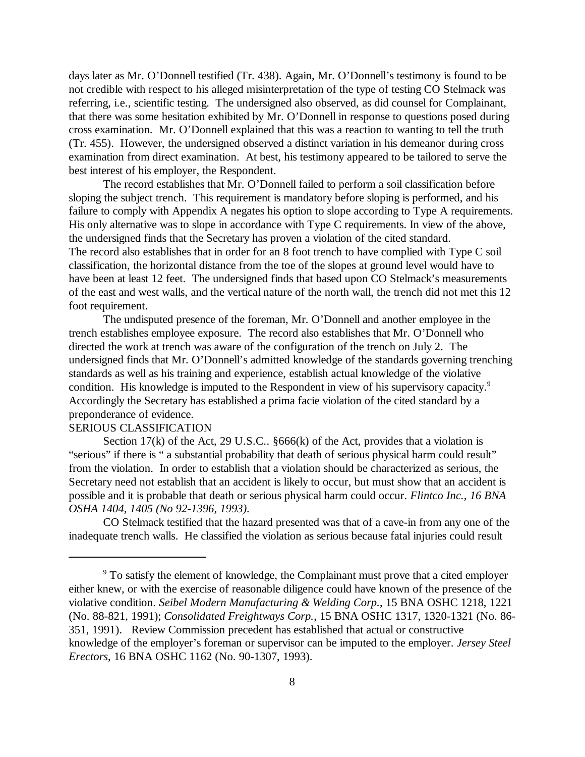days later as Mr. O'Donnell testified (Tr. 438). Again, Mr. O'Donnell's testimony is found to be not credible with respect to his alleged misinterpretation of the type of testing CO Stelmack was referring, i.e., scientific testing. The undersigned also observed, as did counsel for Complainant, that there was some hesitation exhibited by Mr. O'Donnell in response to questions posed during cross examination. Mr. O'Donnell explained that this was a reaction to wanting to tell the truth (Tr. 455). However, the undersigned observed a distinct variation in his demeanor during cross examination from direct examination. At best, his testimony appeared to be tailored to serve the best interest of his employer, the Respondent.

The record establishes that Mr. O'Donnell failed to perform a soil classification before sloping the subject trench. This requirement is mandatory before sloping is performed, and his failure to comply with Appendix A negates his option to slope according to Type A requirements. His only alternative was to slope in accordance with Type C requirements. In view of the above, the undersigned finds that the Secretary has proven a violation of the cited standard. The record also establishes that in order for an 8 foot trench to have complied with Type C soil classification, the horizontal distance from the toe of the slopes at ground level would have to have been at least 12 feet. The undersigned finds that based upon CO Stelmack's measurements of the east and west walls, and the vertical nature of the north wall, the trench did not met this 12 foot requirement.

The undisputed presence of the foreman, Mr. O'Donnell and another employee in the trench establishes employee exposure. The record also establishes that Mr. O'Donnell who directed the work at trench was aware of the configuration of the trench on July 2. The undersigned finds that Mr. O'Donnell's admitted knowledge of the standards governing trenching standards as well as his training and experience, establish actual knowledge of the violative condition. His knowledge is imputed to the Respondent in view of his supervisory capacity.[9] Accordingly the Secretary has established a prima facie violation of the cited standard by a preponderance of evidence.

SERIOUS CLASSIFICATION

Section 17(k) of the Act, 29 U.S.C.. §666(k) of the Act, provides that a violation is "serious" if there is " a substantial probability that death of serious physical harm could result" from the violation. In order to establish that a violation should be characterized as serious, the Secretary need not establish that an accident is likely to occur, but must show that an accident is possible and it is probable that death or serious physical harm could occur. *Flintco Inc., 16 BNA OSHA 1404, 1405 (No 92-1396, 1993).*

CO Stelmack testified that the hazard presented was that of a cave-in from any one of the inadequate trench walls. He classified the violation as serious because fatal injuries could result

---

[9] To satisfy the element of knowledge, the Complainant must prove that a cited employer either knew, or with the exercise of reasonable diligence could have known of the presence of the violative condition. *Seibel Modern Manufacturing & Welding Corp.*, 15 BNA OSHC 1218, 1221 (No. 88-821, 1991); *Consolidated Freightways Corp.*, 15 BNA OSHC 1317, 1320-1321 (No. 86-351, 1991). Review Commission precedent has established that actual or constructive knowledge of the employer's foreman or supervisor can be imputed to the employer. *Jersey Steel Erectors*, 16 BNA OSHC 1162 (No. 90-1307, 1993).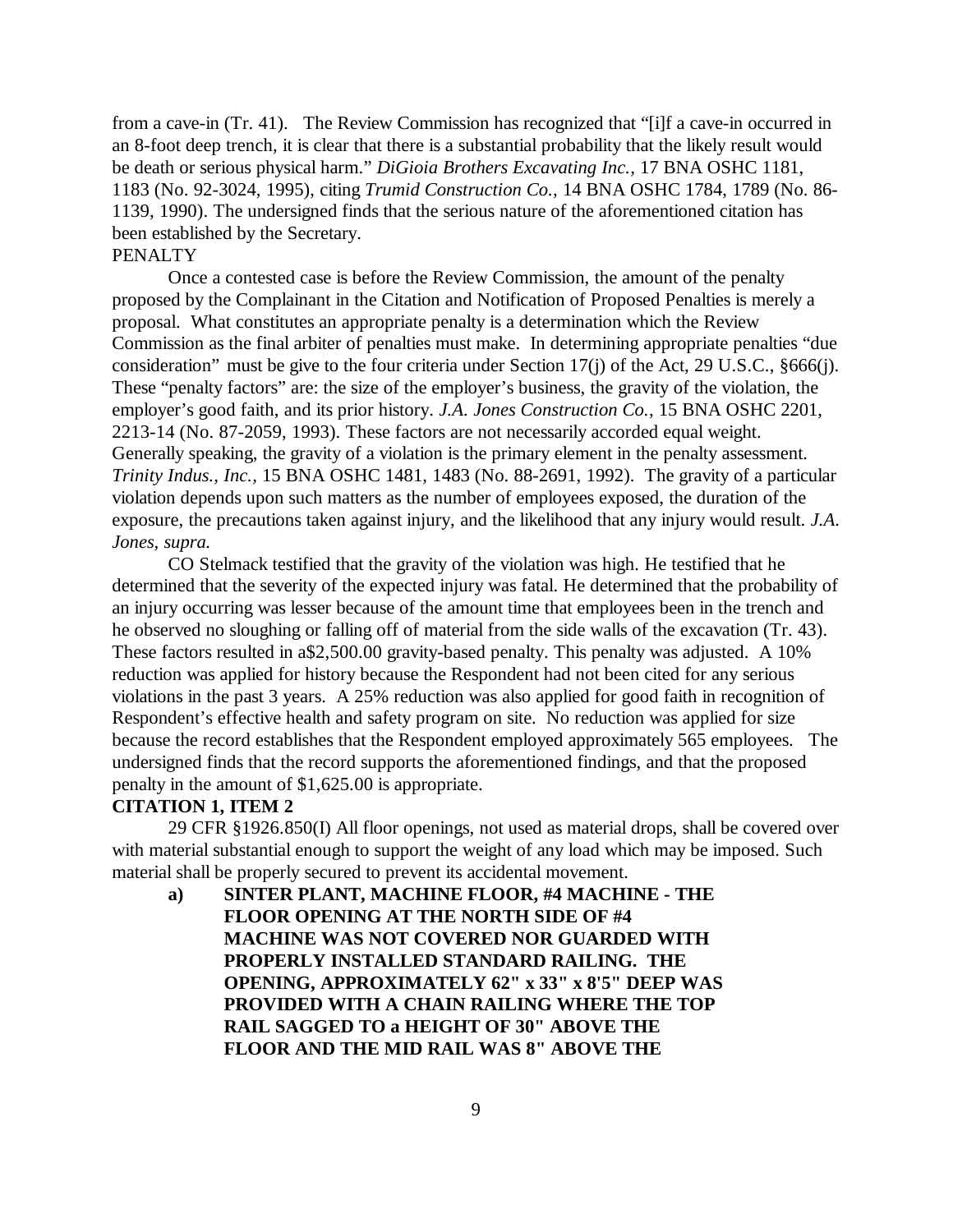from a cave-in (Tr. 41). The Review Commission has recognized that "[i]f a cave-in occurred in an 8-foot deep trench, it is clear that there is a substantial probability that the likely result would be death or serious physical harm." *DiGioia Brothers Excavating Inc.*, 17 BNA OSHC 1181, 1183 (No. 92-3024, 1995), citing *Trumid Construction Co.*, 14 BNA OSHC 1784, 1789 (No. 86-1139, 1990). The undersigned finds that the serious nature of the aforementioned citation has been established by the Secretary.

PENALTY

Once a contested case is before the Review Commission, the amount of the penalty proposed by the Complainant in the Citation and Notification of Proposed Penalties is merely a proposal. What constitutes an appropriate penalty is a determination which the Review Commission as the final arbiter of penalties must make. In determining appropriate penalties "due consideration" must be give to the four criteria under Section 17(j) of the Act, 29 U.S.C., §666(j). These "penalty factors" are: the size of the employer's business, the gravity of the violation, the employer's good faith, and its prior history. *J.A. Jones Construction Co.*, 15 BNA OSHC 2201, 2213-14 (No. 87-2059, 1993). These factors are not necessarily accorded equal weight. Generally speaking, the gravity of a violation is the primary element in the penalty assessment. *Trinity Indus., Inc.*, 15 BNA OSHC 1481, 1483 (No. 88-2691, 1992). The gravity of a particular violation depends upon such matters as the number of employees exposed, the duration of the exposure, the precautions taken against injury, and the likelihood that any injury would result. *J.A. Jones, supra.*

CO Stelmack testified that the gravity of the violation was high. He testified that he determined that the severity of the expected injury was fatal. He determined that the probability of an injury occurring was lesser because of the amount time that employees been in the trench and he observed no sloughing or falling off of material from the side walls of the excavation (Tr. 43). These factors resulted in a$2,500.00 gravity-based penalty. This penalty was adjusted. A 10% reduction was applied for history because the Respondent had not been cited for any serious violations in the past 3 years. A 25% reduction was also applied for good faith in recognition of Respondent's effective health and safety program on site. No reduction was applied for size because the record establishes that the Respondent employed approximately 565 employees. The undersigned finds that the record supports the aforementioned findings, and that the proposed penalty in the amount of $1,625.00 is appropriate.

**CITATION 1, ITEM 2**

29 CFR §1926.850(I) All floor openings, not used as material drops, shall be covered over with material substantial enough to support the weight of any load which may be imposed. Such material shall be properly secured to prevent its accidental movement.

**a) SINTER PLANT, MACHINE FLOOR, #4 MACHINE - THE FLOOR OPENING AT THE NORTH SIDE OF #4 MACHINE WAS NOT COVERED NOR GUARDED WITH PROPERLY INSTALLED STANDARD RAILING. THE OPENING, APPROXIMATELY 62" x 33" x 8'5" DEEP WAS PROVIDED WITH A CHAIN RAILING WHERE THE TOP RAIL SAGGED TO a HEIGHT OF 30" ABOVE THE FLOOR AND THE MID RAIL WAS 8" ABOVE THE**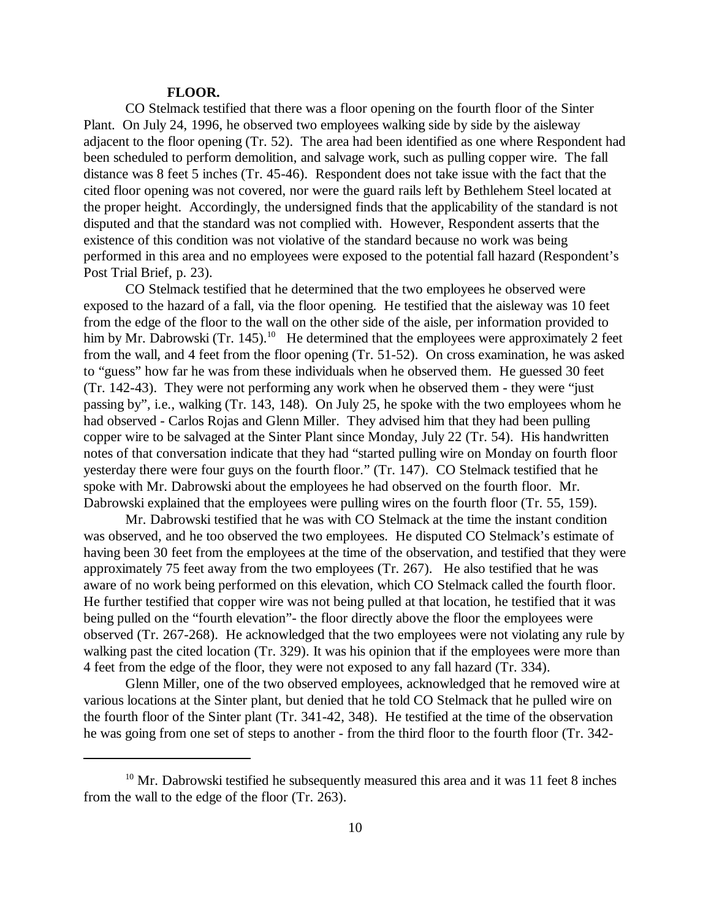**FLOOR.**

CO Stelmack testified that there was a floor opening on the fourth floor of the Sinter Plant. On July 24, 1996, he observed two employees walking side by side by the aisleway adjacent to the floor opening (Tr. 52). The area had been identified as one where Respondent had been scheduled to perform demolition, and salvage work, such as pulling copper wire. The fall distance was 8 feet 5 inches (Tr. 45-46). Respondent does not take issue with the fact that the cited floor opening was not covered, nor were the guard rails left by Bethlehem Steel located at the proper height. Accordingly, the undersigned finds that the applicability of the standard is not disputed and that the standard was not complied with. However, Respondent asserts that the existence of this condition was not violative of the standard because no work was being performed in this area and no employees were exposed to the potential fall hazard (Respondent's Post Trial Brief, p. 23).

CO Stelmack testified that he determined that the two employees he observed were exposed to the hazard of a fall, via the floor opening. He testified that the aisleway was 10 feet from the edge of the floor to the wall on the other side of the aisle, per information provided to him by Mr. Dabrowski (Tr. 145).[10] He determined that the employees were approximately 2 feet from the wall, and 4 feet from the floor opening (Tr. 51-52). On cross examination, he was asked to "guess" how far he was from these individuals when he observed them. He guessed 30 feet (Tr. 142-43). They were not performing any work when he observed them - they were "just passing by", i.e., walking (Tr. 143, 148). On July 25, he spoke with the two employees whom he had observed - Carlos Rojas and Glenn Miller. They advised him that they had been pulling copper wire to be salvaged at the Sinter Plant since Monday, July 22 (Tr. 54). His handwritten notes of that conversation indicate that they had "started pulling wire on Monday on fourth floor yesterday there were four guys on the fourth floor." (Tr. 147). CO Stelmack testified that he spoke with Mr. Dabrowski about the employees he had observed on the fourth floor. Mr. Dabrowski explained that the employees were pulling wires on the fourth floor (Tr. 55, 159).

Mr. Dabrowski testified that he was with CO Stelmack at the time the instant condition was observed, and he too observed the two employees. He disputed CO Stelmack's estimate of having been 30 feet from the employees at the time of the observation, and testified that they were approximately 75 feet away from the two employees (Tr. 267). He also testified that he was aware of no work being performed on this elevation, which CO Stelmack called the fourth floor. He further testified that copper wire was not being pulled at that location, he testified that it was being pulled on the "fourth elevation"- the floor directly above the floor the employees were observed (Tr. 267-268). He acknowledged that the two employees were not violating any rule by walking past the cited location (Tr. 329). It was his opinion that if the employees were more than 4 feet from the edge of the floor, they were not exposed to any fall hazard (Tr. 334).

Glenn Miller, one of the two observed employees, acknowledged that he removed wire at various locations at the Sinter plant, but denied that he told CO Stelmack that he pulled wire on the fourth floor of the Sinter plant (Tr. 341-42, 348). He testified at the time of the observation he was going from one set of steps to another - from the third floor to the fourth floor (Tr. 342-

[10] Mr. Dabrowski testified he subsequently measured this area and it was 11 feet 8 inches from the wall to the edge of the floor (Tr. 263).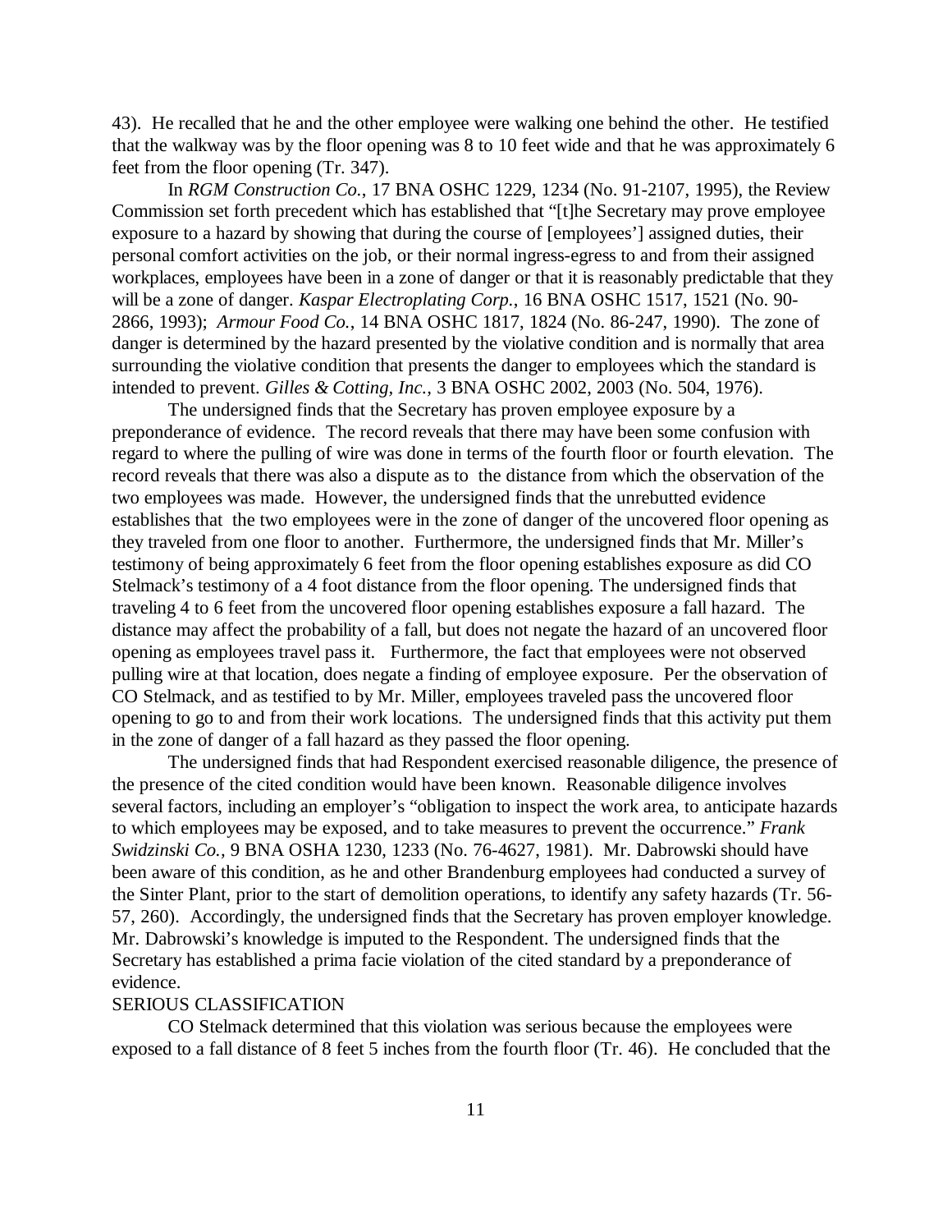43). He recalled that he and the other employee were walking one behind the other. He testified that the walkway was by the floor opening was 8 to 10 feet wide and that he was approximately 6 feet from the floor opening (Tr. 347).

In *RGM Construction Co.*, 17 BNA OSHC 1229, 1234 (No. 91-2107, 1995), the Review Commission set forth precedent which has established that "[t]he Secretary may prove employee exposure to a hazard by showing that during the course of [employees'] assigned duties, their personal comfort activities on the job, or their normal ingress-egress to and from their assigned workplaces, employees have been in a zone of danger or that it is reasonably predictable that they will be a zone of danger. *Kaspar Electroplating Corp.*, 16 BNA OSHC 1517, 1521 (No. 90-2866, 1993); *Armour Food Co.*, 14 BNA OSHC 1817, 1824 (No. 86-247, 1990). The zone of danger is determined by the hazard presented by the violative condition and is normally that area surrounding the violative condition that presents the danger to employees which the standard is intended to prevent. *Gilles & Cotting, Inc.*, 3 BNA OSHC 2002, 2003 (No. 504, 1976).

The undersigned finds that the Secretary has proven employee exposure by a preponderance of evidence. The record reveals that there may have been some confusion with regard to where the pulling of wire was done in terms of the fourth floor or fourth elevation. The record reveals that there was also a dispute as to the distance from which the observation of the two employees was made. However, the undersigned finds that the unrebutted evidence establishes that the two employees were in the zone of danger of the uncovered floor opening as they traveled from one floor to another. Furthermore, the undersigned finds that Mr. Miller's testimony of being approximately 6 feet from the floor opening establishes exposure as did CO Stelmack's testimony of a 4 foot distance from the floor opening. The undersigned finds that traveling 4 to 6 feet from the uncovered floor opening establishes exposure a fall hazard. The distance may affect the probability of a fall, but does not negate the hazard of an uncovered floor opening as employees travel pass it. Furthermore, the fact that employees were not observed pulling wire at that location, does negate a finding of employee exposure. Per the observation of CO Stelmack, and as testified to by Mr. Miller, employees traveled pass the uncovered floor opening to go to and from their work locations. The undersigned finds that this activity put them in the zone of danger of a fall hazard as they passed the floor opening.

The undersigned finds that had Respondent exercised reasonable diligence, the presence of the presence of the cited condition would have been known. Reasonable diligence involves several factors, including an employer's "obligation to inspect the work area, to anticipate hazards to which employees may be exposed, and to take measures to prevent the occurrence." *Frank Swidzinski Co.*, 9 BNA OSHA 1230, 1233 (No. 76-4627, 1981). Mr. Dabrowski should have been aware of this condition, as he and other Brandenburg employees had conducted a survey of the Sinter Plant, prior to the start of demolition operations, to identify any safety hazards (Tr. 56-57, 260). Accordingly, the undersigned finds that the Secretary has proven employer knowledge. Mr. Dabrowski's knowledge is imputed to the Respondent. The undersigned finds that the Secretary has established a prima facie violation of the cited standard by a preponderance of evidence.

## SERIOUS CLASSIFICATION

CO Stelmack determined that this violation was serious because the employees were exposed to a fall distance of 8 feet 5 inches from the fourth floor (Tr. 46). He concluded that the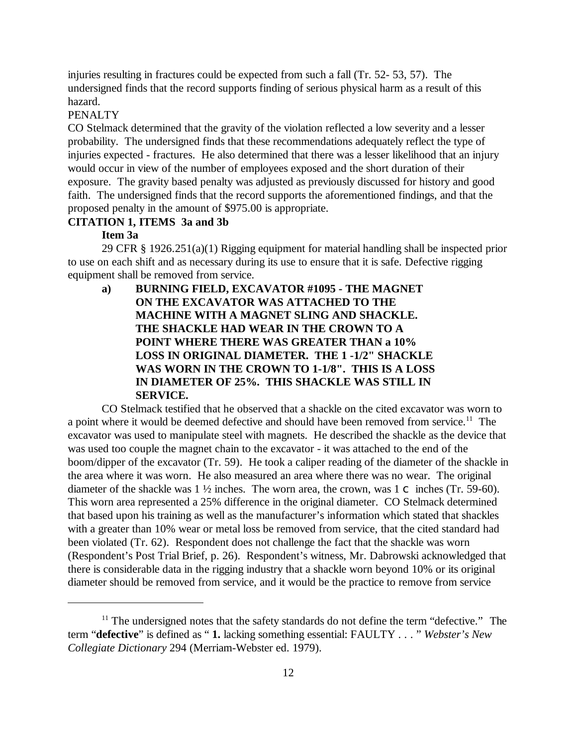injuries resulting in fractures could be expected from such a fall (Tr. 52- 53, 57). The undersigned finds that the record supports finding of serious physical harm as a result of this hazard.

PENALTY

CO Stelmack determined that the gravity of the violation reflected a low severity and a lesser probability. The undersigned finds that these recommendations adequately reflect the type of injuries expected - fractures. He also determined that there was a lesser likelihood that an injury would occur in view of the number of employees exposed and the short duration of their exposure. The gravity based penalty was adjusted as previously discussed for history and good faith. The undersigned finds that the record supports the aforementioned findings, and that the proposed penalty in the amount of $975.00 is appropriate.

**CITATION 1, ITEMS 3a and 3b**

**Item 3a**

29 CFR § 1926.251(a)(1) Rigging equipment for material handling shall be inspected prior to use on each shift and as necessary during its use to ensure that it is safe. Defective rigging equipment shall be removed from service.

**a) BURNING FIELD, EXCAVATOR #1095 - THE MAGNET ON THE EXCAVATOR WAS ATTACHED TO THE MACHINE WITH A MAGNET SLING AND SHACKLE. THE SHACKLE HAD WEAR IN THE CROWN TO A POINT WHERE THERE WAS GREATER THAN a 10% LOSS IN ORIGINAL DIAMETER. THE 1 -1/2" SHACKLE WAS WORN IN THE CROWN TO 1-1/8". THIS IS A LOSS IN DIAMETER OF 25%. THIS SHACKLE WAS STILL IN SERVICE.**

CO Stelmack testified that he observed that a shackle on the cited excavator was worn to a point where it would be deemed defective and should have been removed from service.[11] The excavator was used to manipulate steel with magnets. He described the shackle as the device that was used too couple the magnet chain to the excavator - it was attached to the end of the boom/dipper of the excavator (Tr. 59). He took a caliper reading of the diameter of the shackle in the area where it was worn. He also measured an area where there was no wear. The original diameter of the shackle was 1 ½ inches. The worn area, the crown, was 1 c inches (Tr. 59-60). This worn area represented a 25% difference in the original diameter. CO Stelmack determined that based upon his training as well as the manufacturer's information which stated that shackles with a greater than 10% wear or metal loss be removed from service, that the cited standard had been violated (Tr. 62). Respondent does not challenge the fact that the shackle was worn (Respondent's Post Trial Brief, p. 26). Respondent's witness, Mr. Dabrowski acknowledged that there is considerable data in the rigging industry that a shackle worn beyond 10% or its original diameter should be removed from service, and it would be the practice to remove from service

[11] The undersigned notes that the safety standards do not define the term "defective." The term "**defective**" is defined as " **1.** lacking something essential: FAULTY . . . " *Webster's New Collegiate Dictionary* 294 (Merriam-Webster ed. 1979).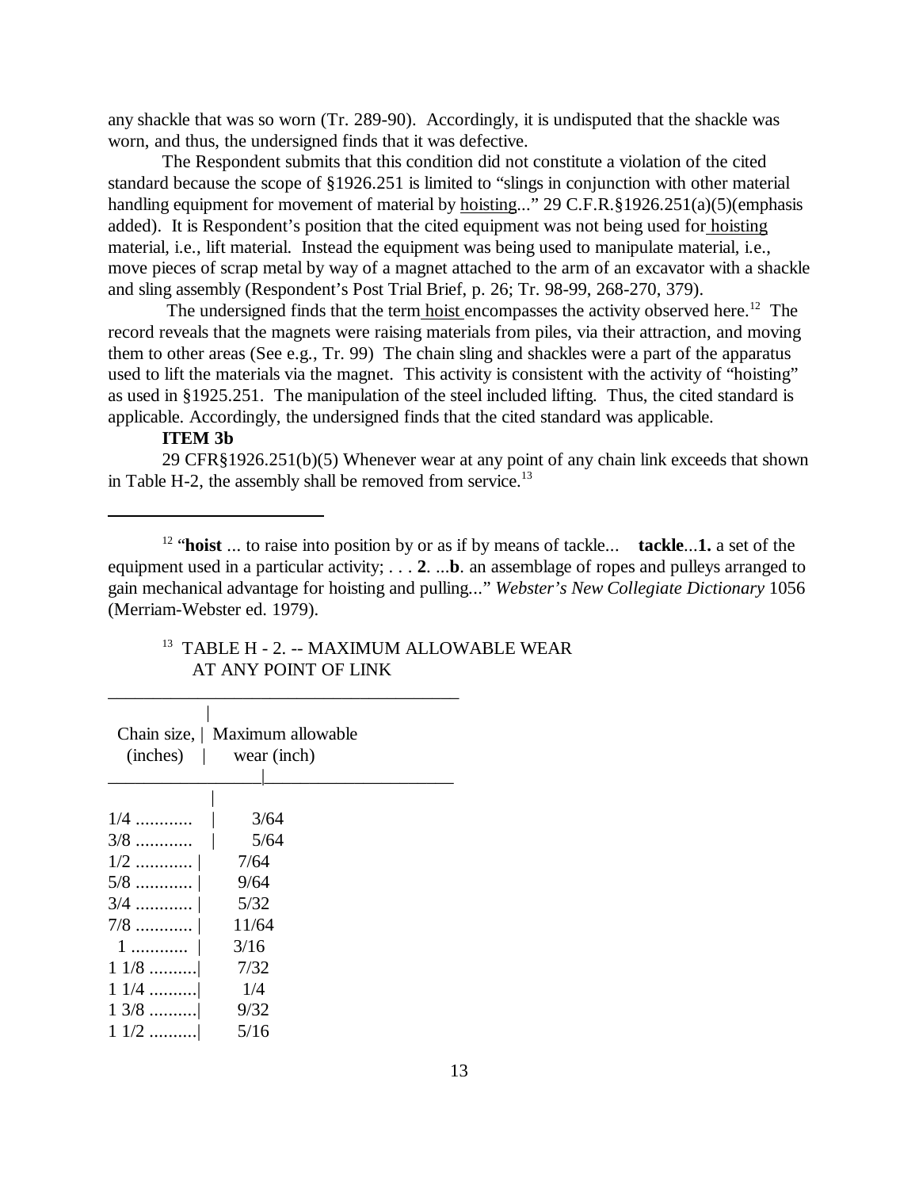any shackle that was so worn (Tr. 289-90). Accordingly, it is undisputed that the shackle was worn, and thus, the undersigned finds that it was defective.

The Respondent submits that this condition did not constitute a violation of the cited standard because the scope of §1926.251 is limited to "slings in conjunction with other material handling equipment for movement of material by hoisting..." 29 C.F.R.§1926.251(a)(5)(emphasis added). It is Respondent's position that the cited equipment was not being used for hoisting material, i.e., lift material. Instead the equipment was being used to manipulate material, i.e., move pieces of scrap metal by way of a magnet attached to the arm of an excavator with a shackle and sling assembly (Respondent's Post Trial Brief, p. 26; Tr. 98-99, 268-270, 379).

The undersigned finds that the term hoist encompasses the activity observed here.[12] The record reveals that the magnets were raising materials from piles, via their attraction, and moving them to other areas (See e.g., Tr. 99) The chain sling and shackles were a part of the apparatus used to lift the materials via the magnet. This activity is consistent with the activity of "hoisting" as used in §1925.251. The manipulation of the steel included lifting. Thus, the cited standard is applicable. Accordingly, the undersigned finds that the cited standard was applicable.

**ITEM 3b**

29 CFR§1926.251(b)(5) Whenever wear at any point of any chain link exceeds that shown in Table H-2, the assembly shall be removed from service.[13]

---

[12] "**hoist** ... to raise into position by or as if by means of tackle... **tackle**...**1.** a set of the equipment used in a particular activity; . . . **2**. ...**b**. an assemblage of ropes and pulleys arranged to gain mechanical advantage for hoisting and pulling..." *Webster's New Collegiate Dictionary* 1056 (Merriam-Webster ed. 1979).

[13] TABLE H - 2. -- MAXIMUM ALLOWABLE WEAR AT ANY POINT OF LINK

| Chain size, (inches) | Maximum allowable wear (inch) |
|---|---|
| 1/4 ............ | 3/64 |
| 3/8 ............ | 5/64 |
| 1/2 ............ | 7/64 |
| 5/8 ............ | 9/64 |
| 3/4 ............ | 5/32 |
| 7/8 ............ | 11/64 |
| 1 ............ | 3/16 |
| 1 1/8 .......... | 7/32 |
| 1 1/4 .......... | 1/4 |
| 1 3/8 .......... | 9/32 |
| 1 1/2 .......... | 5/16 |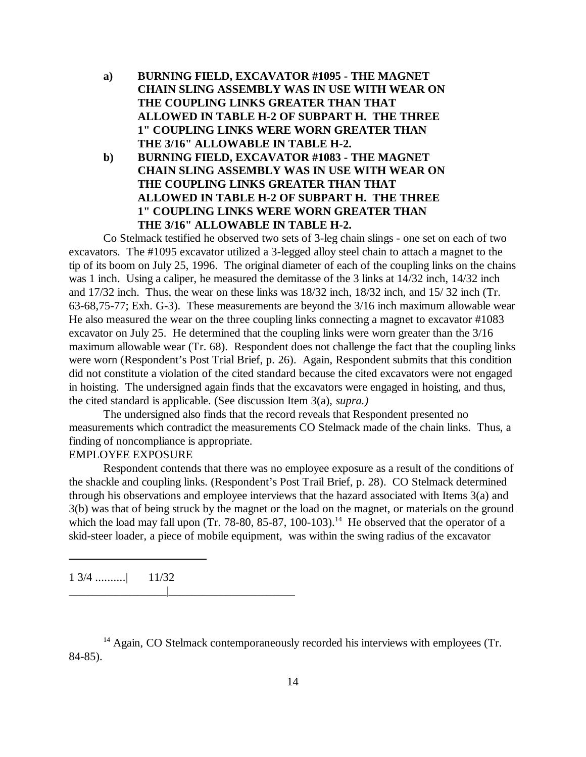**a) BURNING FIELD, EXCAVATOR #1095 - THE MAGNET CHAIN SLING ASSEMBLY WAS IN USE WITH WEAR ON THE COUPLING LINKS GREATER THAN THAT ALLOWED IN TABLE H-2 OF SUBPART H. THE THREE 1" COUPLING LINKS WERE WORN GREATER THAN THE 3/16" ALLOWABLE IN TABLE H-2.**

**b) BURNING FIELD, EXCAVATOR #1083 - THE MAGNET CHAIN SLING ASSEMBLY WAS IN USE WITH WEAR ON THE COUPLING LINKS GREATER THAN THAT ALLOWED IN TABLE H-2 OF SUBPART H. THE THREE 1" COUPLING LINKS WERE WORN GREATER THAN THE 3/16" ALLOWABLE IN TABLE H-2.**

Co Stelmack testified he observed two sets of 3-leg chain slings - one set on each of two excavators. The #1095 excavator utilized a 3-legged alloy steel chain to attach a magnet to the tip of its boom on July 25, 1996. The original diameter of each of the coupling links on the chains was 1 inch. Using a caliper, he measured the demitasse of the 3 links at 14/32 inch, 14/32 inch and 17/32 inch. Thus, the wear on these links was 18/32 inch, 18/32 inch, and 15/ 32 inch (Tr. 63-68,75-77; Exh. G-3). These measurements are beyond the 3/16 inch maximum allowable wear He also measured the wear on the three coupling links connecting a magnet to excavator #1083 excavator on July 25. He determined that the coupling links were worn greater than the 3/16 maximum allowable wear (Tr. 68). Respondent does not challenge the fact that the coupling links were worn (Respondent's Post Trial Brief, p. 26). Again, Respondent submits that this condition did not constitute a violation of the cited standard because the cited excavators were not engaged in hoisting. The undersigned again finds that the excavators were engaged in hoisting, and thus, the cited standard is applicable. (See discussion Item 3(a), *supra.)*

The undersigned also finds that the record reveals that Respondent presented no measurements which contradict the measurements CO Stelmack made of the chain links. Thus, a finding of noncompliance is appropriate.

EMPLOYEE EXPOSURE

Respondent contends that there was no employee exposure as a result of the conditions of the shackle and coupling links. (Respondent's Post Trail Brief, p. 28). CO Stelmack determined through his observations and employee interviews that the hazard associated with Items 3(a) and 3(b) was that of being struck by the magnet or the load on the magnet, or materials on the ground which the load may fall upon (Tr. 78-80, 85-87, 100-103).[14] He observed that the operator of a skid-steer loader, a piece of mobile equipment, was within the swing radius of the excavator

---

| 1 3/4 .......... | 11/32 |
|---|---|

[14] Again, CO Stelmack contemporaneously recorded his interviews with employees (Tr. 84-85).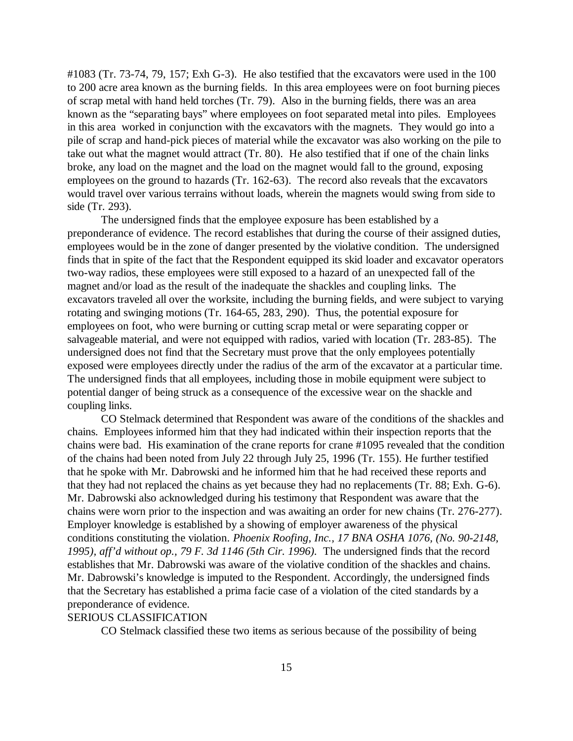#1083 (Tr. 73-74, 79, 157; Exh G-3). He also testified that the excavators were used in the 100 to 200 acre area known as the burning fields. In this area employees were on foot burning pieces of scrap metal with hand held torches (Tr. 79). Also in the burning fields, there was an area known as the "separating bays" where employees on foot separated metal into piles. Employees in this area worked in conjunction with the excavators with the magnets. They would go into a pile of scrap and hand-pick pieces of material while the excavator was also working on the pile to take out what the magnet would attract (Tr. 80). He also testified that if one of the chain links broke, any load on the magnet and the load on the magnet would fall to the ground, exposing employees on the ground to hazards (Tr. 162-63). The record also reveals that the excavators would travel over various terrains without loads, wherein the magnets would swing from side to side (Tr. 293).

The undersigned finds that the employee exposure has been established by a preponderance of evidence. The record establishes that during the course of their assigned duties, employees would be in the zone of danger presented by the violative condition. The undersigned finds that in spite of the fact that the Respondent equipped its skid loader and excavator operators two-way radios, these employees were still exposed to a hazard of an unexpected fall of the magnet and/or load as the result of the inadequate the shackles and coupling links. The excavators traveled all over the worksite, including the burning fields, and were subject to varying rotating and swinging motions (Tr. 164-65, 283, 290). Thus, the potential exposure for employees on foot, who were burning or cutting scrap metal or were separating copper or salvageable material, and were not equipped with radios, varied with location (Tr. 283-85). The undersigned does not find that the Secretary must prove that the only employees potentially exposed were employees directly under the radius of the arm of the excavator at a particular time. The undersigned finds that all employees, including those in mobile equipment were subject to potential danger of being struck as a consequence of the excessive wear on the shackle and coupling links.

CO Stelmack determined that Respondent was aware of the conditions of the shackles and chains. Employees informed him that they had indicated within their inspection reports that the chains were bad. His examination of the crane reports for crane #1095 revealed that the condition of the chains had been noted from July 22 through July 25, 1996 (Tr. 155). He further testified that he spoke with Mr. Dabrowski and he informed him that he had received these reports and that they had not replaced the chains as yet because they had no replacements (Tr. 88; Exh. G-6). Mr. Dabrowski also acknowledged during his testimony that Respondent was aware that the chains were worn prior to the inspection and was awaiting an order for new chains (Tr. 276-277). Employer knowledge is established by a showing of employer awareness of the physical conditions constituting the violation. *Phoenix Roofing, Inc., 17 BNA OSHA 1076, (No. 90-2148, 1995), aff'd without op., 79 F. 3d 1146 (5th Cir. 1996).* The undersigned finds that the record establishes that Mr. Dabrowski was aware of the violative condition of the shackles and chains. Mr. Dabrowski's knowledge is imputed to the Respondent. Accordingly, the undersigned finds that the Secretary has established a prima facie case of a violation of the cited standards by a preponderance of evidence.

## SERIOUS CLASSIFICATION

CO Stelmack classified these two items as serious because of the possibility of being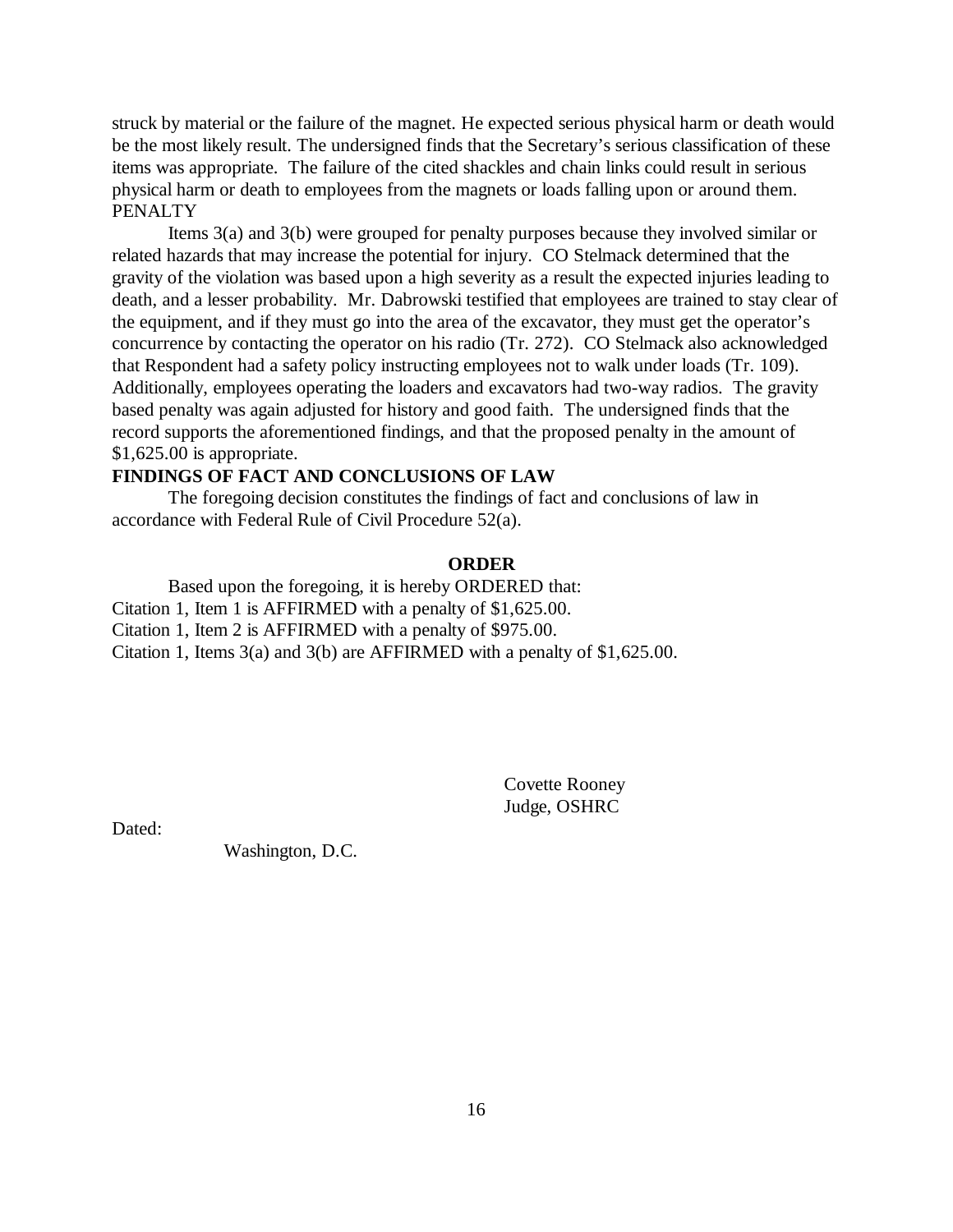struck by material or the failure of the magnet. He expected serious physical harm or death would be the most likely result. The undersigned finds that the Secretary's serious classification of these items was appropriate. The failure of the cited shackles and chain links could result in serious physical harm or death to employees from the magnets or loads falling upon or around them.

PENALTY

Items 3(a) and 3(b) were grouped for penalty purposes because they involved similar or related hazards that may increase the potential for injury. CO Stelmack determined that the gravity of the violation was based upon a high severity as a result the expected injuries leading to death, and a lesser probability. Mr. Dabrowski testified that employees are trained to stay clear of the equipment, and if they must go into the area of the excavator, they must get the operator's concurrence by contacting the operator on his radio (Tr. 272). CO Stelmack also acknowledged that Respondent had a safety policy instructing employees not to walk under loads (Tr. 109). Additionally, employees operating the loaders and excavators had two-way radios. The gravity based penalty was again adjusted for history and good faith. The undersigned finds that the record supports the aforementioned findings, and that the proposed penalty in the amount of $1,625.00 is appropriate.

**FINDINGS OF FACT AND CONCLUSIONS OF LAW**

The foregoing decision constitutes the findings of fact and conclusions of law in accordance with Federal Rule of Civil Procedure 52(a).

**ORDER**

Based upon the foregoing, it is hereby ORDERED that:

Citation 1, Item 1 is AFFIRMED with a penalty of $1,625.00.

Citation 1, Item 2 is AFFIRMED with a penalty of $975.00.

Citation 1, Items 3(a) and 3(b) are AFFIRMED with a penalty of $1,625.00.

Covette Rooney
Judge, OSHRC

Dated:

Washington, D.C.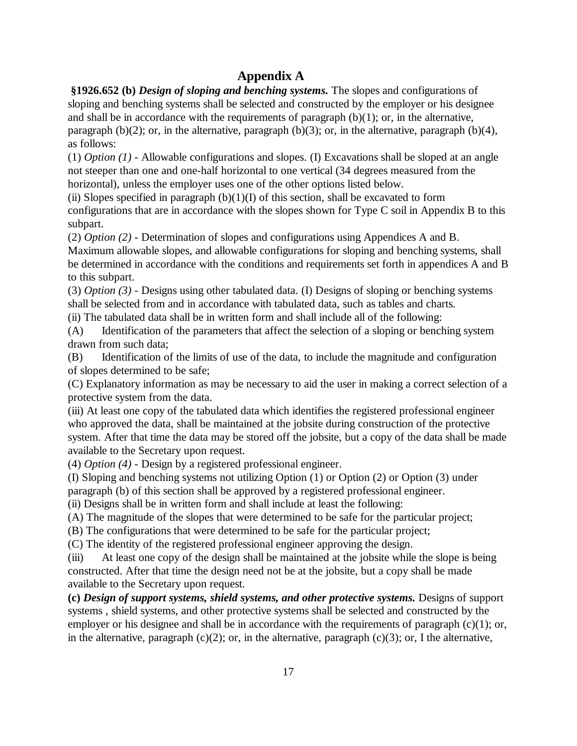# Appendix A

**§1926.652 (b)** ***Design of sloping and benching systems.*** The slopes and configurations of sloping and benching systems shall be selected and constructed by the employer or his designee and shall be in accordance with the requirements of paragraph (b)(1); or, in the alternative, paragraph (b)(2); or, in the alternative, paragraph (b)(3); or, in the alternative, paragraph (b)(4), as follows:

(1) *Option (1)* - Allowable configurations and slopes. (I) Excavations shall be sloped at an angle not steeper than one and one-half horizontal to one vertical (34 degrees measured from the horizontal), unless the employer uses one of the other options listed below.

(ii) Slopes specified in paragraph (b)(1)(I) of this section, shall be excavated to form configurations that are in accordance with the slopes shown for Type C soil in Appendix B to this subpart.

(2) *Option (2)* - Determination of slopes and configurations using Appendices A and B. Maximum allowable slopes, and allowable configurations for sloping and benching systems, shall be determined in accordance with the conditions and requirements set forth in appendices A and B to this subpart.

(3) *Option (3)* - Designs using other tabulated data. (I) Designs of sloping or benching systems shall be selected from and in accordance with tabulated data, such as tables and charts.

(ii) The tabulated data shall be in written form and shall include all of the following:

(A) Identification of the parameters that affect the selection of a sloping or benching system drawn from such data;

(B) Identification of the limits of use of the data, to include the magnitude and configuration of slopes determined to be safe;

(C) Explanatory information as may be necessary to aid the user in making a correct selection of a protective system from the data.

(iii) At least one copy of the tabulated data which identifies the registered professional engineer who approved the data, shall be maintained at the jobsite during construction of the protective system. After that time the data may be stored off the jobsite, but a copy of the data shall be made available to the Secretary upon request.

(4) *Option (4)* - Design by a registered professional engineer.

(I) Sloping and benching systems not utilizing Option (1) or Option (2) or Option (3) under paragraph (b) of this section shall be approved by a registered professional engineer.

(ii) Designs shall be in written form and shall include at least the following:

(A) The magnitude of the slopes that were determined to be safe for the particular project;

(B) The configurations that were determined to be safe for the particular project;

(C) The identity of the registered professional engineer approving the design.

(iii) At least one copy of the design shall be maintained at the jobsite while the slope is being constructed. After that time the design need not be at the jobsite, but a copy shall be made available to the Secretary upon request.

**(c)** ***Design of support systems, shield systems, and other protective systems.*** Designs of support systems , shield systems, and other protective systems shall be selected and constructed by the employer or his designee and shall be in accordance with the requirements of paragraph (c)(1); or, in the alternative, paragraph (c)(2); or, in the alternative, paragraph (c)(3); or, I the alternative,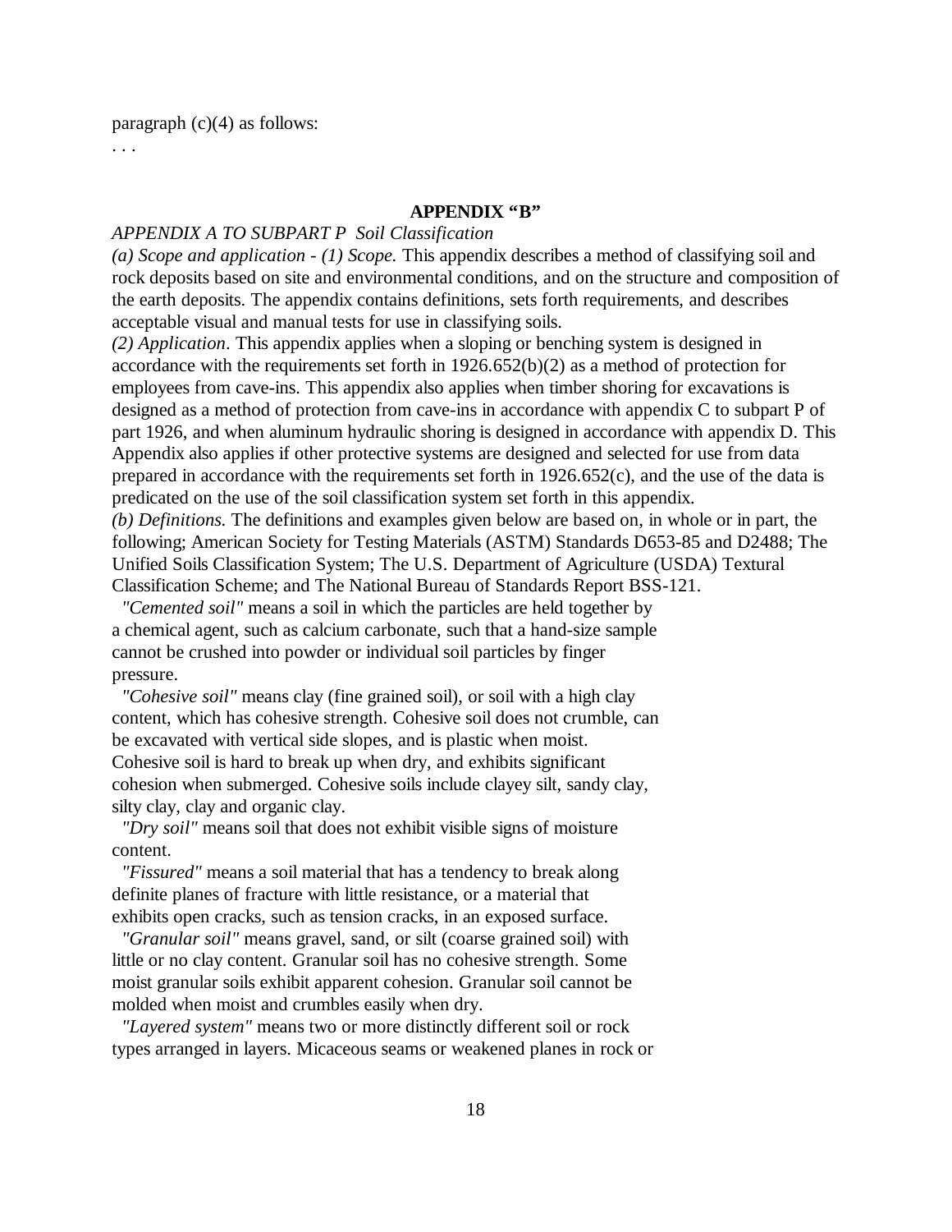paragraph (c)(4) as follows:

. . .

**APPENDIX "B"**

*APPENDIX A TO SUBPART P  Soil Classification*

*(a) Scope and application - (1) Scope.* This appendix describes a method of classifying soil and rock deposits based on site and environmental conditions, and on the structure and composition of the earth deposits. The appendix contains definitions, sets forth requirements, and describes acceptable visual and manual tests for use in classifying soils.

*(2) Application*. This appendix applies when a sloping or benching system is designed in accordance with the requirements set forth in 1926.652(b)(2) as a method of protection for employees from cave-ins. This appendix also applies when timber shoring for excavations is designed as a method of protection from cave-ins in accordance with appendix C to subpart P of part 1926, and when aluminum hydraulic shoring is designed in accordance with appendix D. This Appendix also applies if other protective systems are designed and selected for use from data prepared in accordance with the requirements set forth in 1926.652(c), and the use of the data is predicated on the use of the soil classification system set forth in this appendix.

*(b) Definitions.* The definitions and examples given below are based on, in whole or in part, the following; American Society for Testing Materials (ASTM) Standards D653-85 and D2488; The Unified Soils Classification System; The U.S. Department of Agriculture (USDA) Textural Classification Scheme; and The National Bureau of Standards Report BSS-121.

*"Cemented soil"* means a soil in which the particles are held together by a chemical agent, such as calcium carbonate, such that a hand-size sample cannot be crushed into powder or individual soil particles by finger pressure.

*"Cohesive soil"* means clay (fine grained soil), or soil with a high clay content, which has cohesive strength. Cohesive soil does not crumble, can be excavated with vertical side slopes, and is plastic when moist. Cohesive soil is hard to break up when dry, and exhibits significant cohesion when submerged. Cohesive soils include clayey silt, sandy clay, silty clay, clay and organic clay.

*"Dry soil"* means soil that does not exhibit visible signs of moisture content.

*"Fissured"* means a soil material that has a tendency to break along definite planes of fracture with little resistance, or a material that exhibits open cracks, such as tension cracks, in an exposed surface.

*"Granular soil"* means gravel, sand, or silt (coarse grained soil) with little or no clay content. Granular soil has no cohesive strength. Some moist granular soils exhibit apparent cohesion. Granular soil cannot be molded when moist and crumbles easily when dry.

*"Layered system"* means two or more distinctly different soil or rock types arranged in layers. Micaceous seams or weakened planes in rock or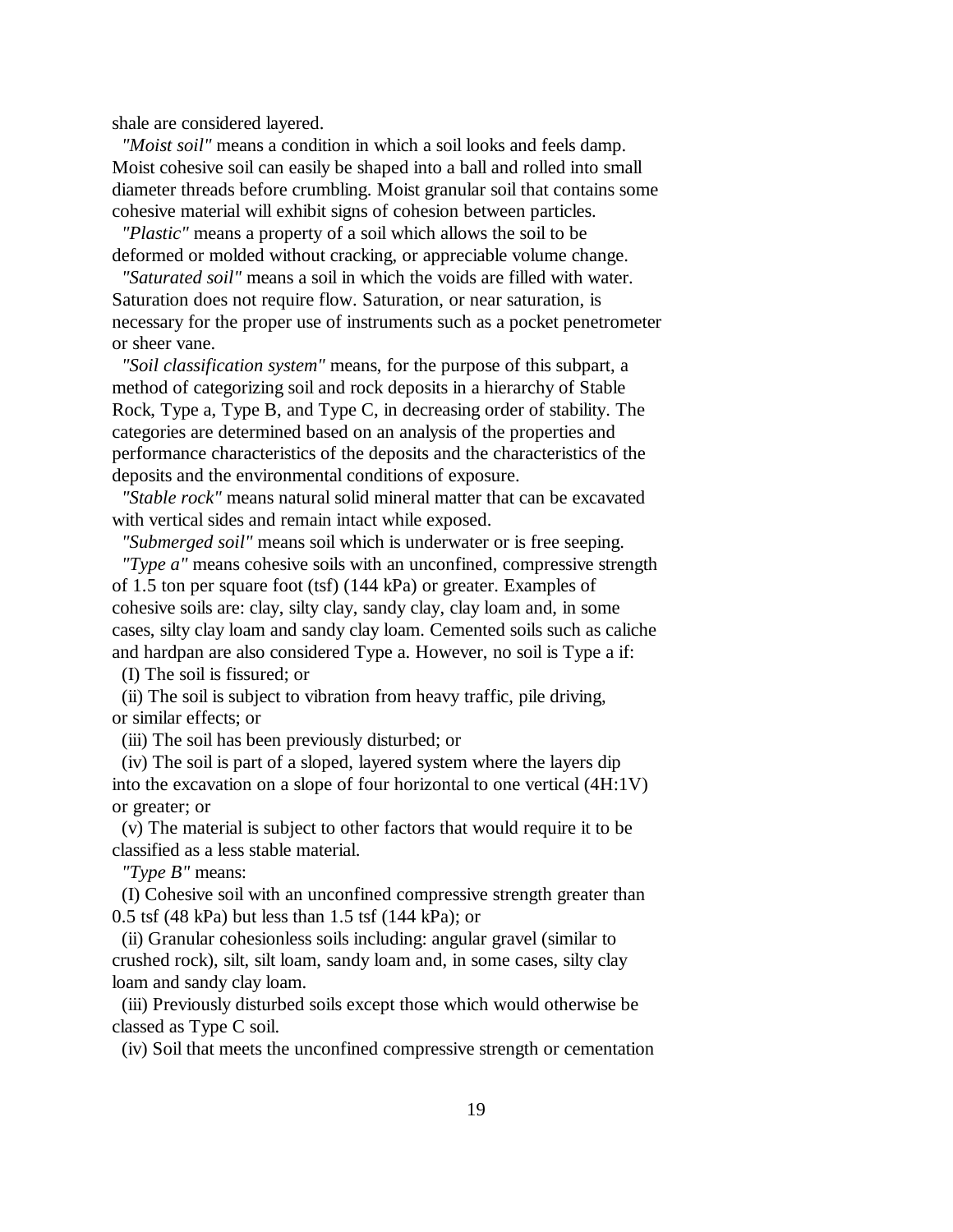shale are considered layered.

*"Moist soil"* means a condition in which a soil looks and feels damp. Moist cohesive soil can easily be shaped into a ball and rolled into small diameter threads before crumbling. Moist granular soil that contains some cohesive material will exhibit signs of cohesion between particles.

*"Plastic"* means a property of a soil which allows the soil to be deformed or molded without cracking, or appreciable volume change.

*"Saturated soil"* means a soil in which the voids are filled with water. Saturation does not require flow. Saturation, or near saturation, is necessary for the proper use of instruments such as a pocket penetrometer or sheer vane.

*"Soil classification system"* means, for the purpose of this subpart, a method of categorizing soil and rock deposits in a hierarchy of Stable Rock, Type a, Type B, and Type C, in decreasing order of stability. The categories are determined based on an analysis of the properties and performance characteristics of the deposits and the characteristics of the deposits and the environmental conditions of exposure.

*"Stable rock"* means natural solid mineral matter that can be excavated with vertical sides and remain intact while exposed.

*"Submerged soil"* means soil which is underwater or is free seeping.

*"Type a"* means cohesive soils with an unconfined, compressive strength of 1.5 ton per square foot (tsf) (144 kPa) or greater. Examples of cohesive soils are: clay, silty clay, sandy clay, clay loam and, in some cases, silty clay loam and sandy clay loam. Cemented soils such as caliche and hardpan are also considered Type a. However, no soil is Type a if:

(I) The soil is fissured; or

(ii) The soil is subject to vibration from heavy traffic, pile driving, or similar effects; or

(iii) The soil has been previously disturbed; or

(iv) The soil is part of a sloped, layered system where the layers dip into the excavation on a slope of four horizontal to one vertical (4H:1V) or greater; or

(v) The material is subject to other factors that would require it to be classified as a less stable material.

*"Type B"* means:

(I) Cohesive soil with an unconfined compressive strength greater than 0.5 tsf (48 kPa) but less than 1.5 tsf (144 kPa); or

(ii) Granular cohesionless soils including: angular gravel (similar to crushed rock), silt, silt loam, sandy loam and, in some cases, silty clay loam and sandy clay loam.

(iii) Previously disturbed soils except those which would otherwise be classed as Type C soil.

(iv) Soil that meets the unconfined compressive strength or cementation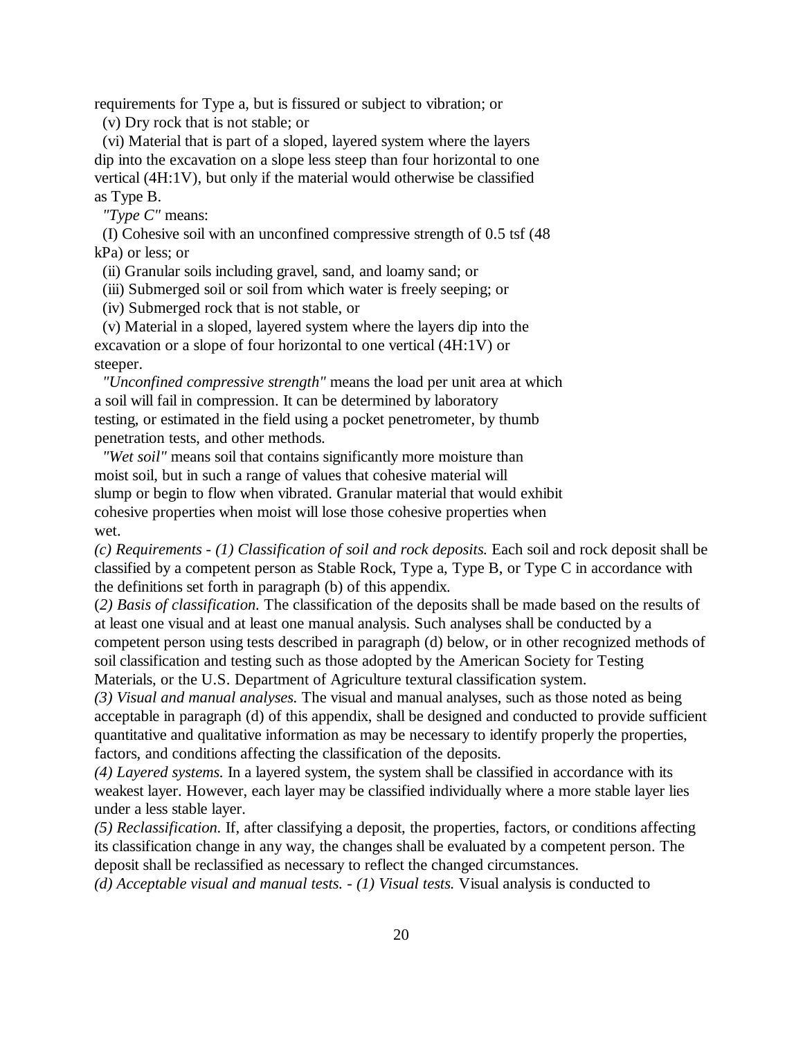requirements for Type a, but is fissured or subject to vibration; or

(v) Dry rock that is not stable; or

(vi) Material that is part of a sloped, layered system where the layers dip into the excavation on a slope less steep than four horizontal to one vertical (4H:1V), but only if the material would otherwise be classified as Type B.

*"Type C"* means:

(I) Cohesive soil with an unconfined compressive strength of 0.5 tsf (48 kPa) or less; or

(ii) Granular soils including gravel, sand, and loamy sand; or

(iii) Submerged soil or soil from which water is freely seeping; or

(iv) Submerged rock that is not stable, or

(v) Material in a sloped, layered system where the layers dip into the excavation or a slope of four horizontal to one vertical (4H:1V) or steeper.

*"Unconfined compressive strength"* means the load per unit area at which a soil will fail in compression. It can be determined by laboratory testing, or estimated in the field using a pocket penetrometer, by thumb penetration tests, and other methods.

*"Wet soil"* means soil that contains significantly more moisture than moist soil, but in such a range of values that cohesive material will slump or begin to flow when vibrated. Granular material that would exhibit cohesive properties when moist will lose those cohesive properties when wet.

*(c) Requirements - (1) Classification of soil and rock deposits.* Each soil and rock deposit shall be classified by a competent person as Stable Rock, Type a, Type B, or Type C in accordance with the definitions set forth in paragraph (b) of this appendix.

(*2) Basis of classification.* The classification of the deposits shall be made based on the results of at least one visual and at least one manual analysis. Such analyses shall be conducted by a competent person using tests described in paragraph (d) below, or in other recognized methods of soil classification and testing such as those adopted by the American Society for Testing Materials, or the U.S. Department of Agriculture textural classification system.

*(3) Visual and manual analyses.* The visual and manual analyses, such as those noted as being acceptable in paragraph (d) of this appendix, shall be designed and conducted to provide sufficient quantitative and qualitative information as may be necessary to identify properly the properties, factors, and conditions affecting the classification of the deposits.

*(4) Layered systems.* In a layered system, the system shall be classified in accordance with its weakest layer. However, each layer may be classified individually where a more stable layer lies under a less stable layer.

*(5) Reclassification.* If, after classifying a deposit, the properties, factors, or conditions affecting its classification change in any way, the changes shall be evaluated by a competent person. The deposit shall be reclassified as necessary to reflect the changed circumstances.

*(d) Acceptable visual and manual tests. - (1) Visual tests.* Visual analysis is conducted to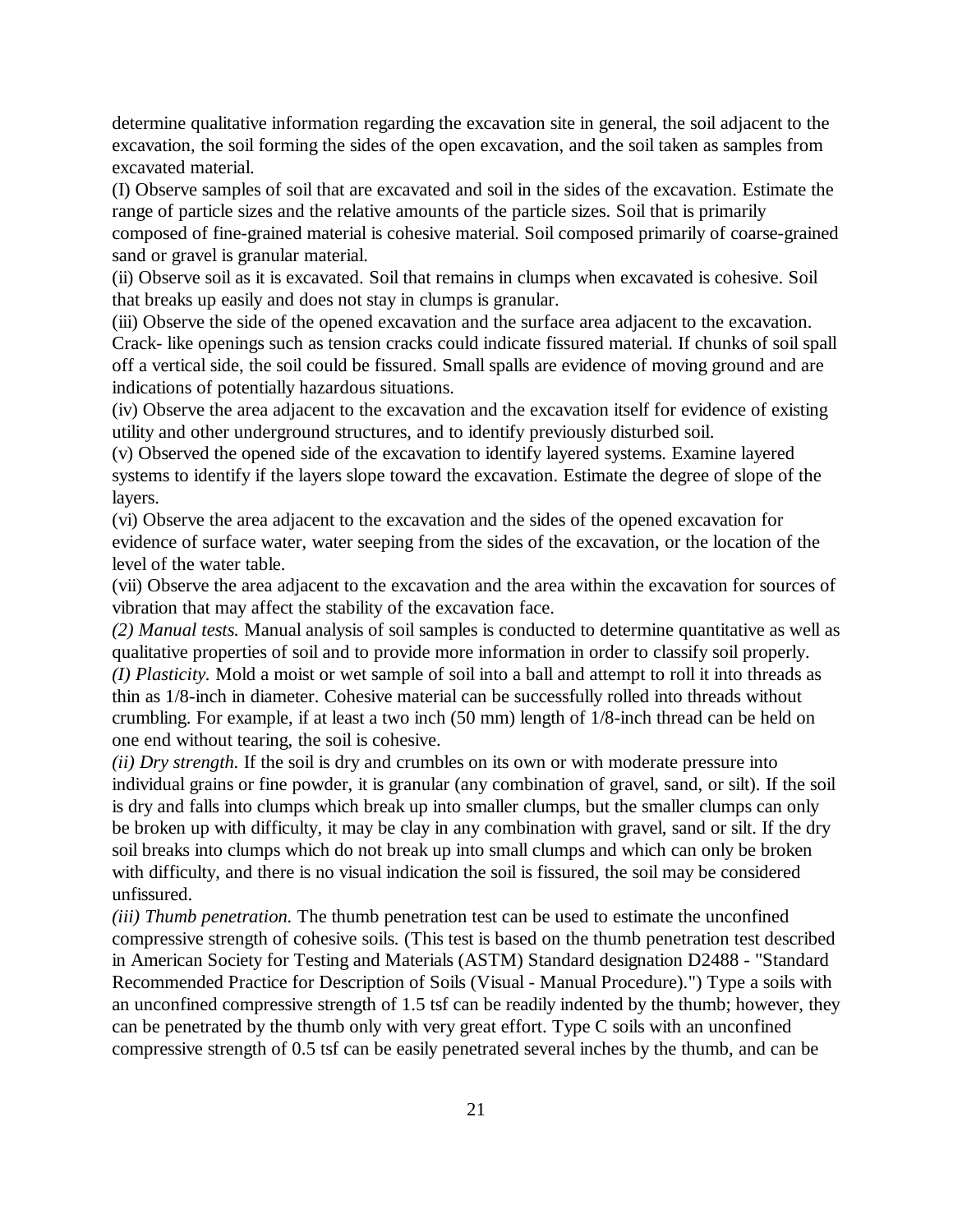determine qualitative information regarding the excavation site in general, the soil adjacent to the excavation, the soil forming the sides of the open excavation, and the soil taken as samples from excavated material.

(I) Observe samples of soil that are excavated and soil in the sides of the excavation. Estimate the range of particle sizes and the relative amounts of the particle sizes. Soil that is primarily composed of fine-grained material is cohesive material. Soil composed primarily of coarse-grained sand or gravel is granular material.

(ii) Observe soil as it is excavated. Soil that remains in clumps when excavated is cohesive. Soil that breaks up easily and does not stay in clumps is granular.

(iii) Observe the side of the opened excavation and the surface area adjacent to the excavation. Crack- like openings such as tension cracks could indicate fissured material. If chunks of soil spall off a vertical side, the soil could be fissured. Small spalls are evidence of moving ground and are indications of potentially hazardous situations.

(iv) Observe the area adjacent to the excavation and the excavation itself for evidence of existing utility and other underground structures, and to identify previously disturbed soil.

(v) Observed the opened side of the excavation to identify layered systems. Examine layered systems to identify if the layers slope toward the excavation. Estimate the degree of slope of the layers.

(vi) Observe the area adjacent to the excavation and the sides of the opened excavation for evidence of surface water, water seeping from the sides of the excavation, or the location of the level of the water table.

(vii) Observe the area adjacent to the excavation and the area within the excavation for sources of vibration that may affect the stability of the excavation face.

*(2) Manual tests.* Manual analysis of soil samples is conducted to determine quantitative as well as qualitative properties of soil and to provide more information in order to classify soil properly.

*(I) Plasticity.* Mold a moist or wet sample of soil into a ball and attempt to roll it into threads as thin as 1/8-inch in diameter. Cohesive material can be successfully rolled into threads without crumbling. For example, if at least a two inch (50 mm) length of 1/8-inch thread can be held on one end without tearing, the soil is cohesive.

*(ii) Dry strength.* If the soil is dry and crumbles on its own or with moderate pressure into individual grains or fine powder, it is granular (any combination of gravel, sand, or silt). If the soil is dry and falls into clumps which break up into smaller clumps, but the smaller clumps can only be broken up with difficulty, it may be clay in any combination with gravel, sand or silt. If the dry soil breaks into clumps which do not break up into small clumps and which can only be broken with difficulty, and there is no visual indication the soil is fissured, the soil may be considered unfissured.

*(iii) Thumb penetration.* The thumb penetration test can be used to estimate the unconfined compressive strength of cohesive soils. (This test is based on the thumb penetration test described in American Society for Testing and Materials (ASTM) Standard designation D2488 - "Standard Recommended Practice for Description of Soils (Visual - Manual Procedure).") Type a soils with an unconfined compressive strength of 1.5 tsf can be readily indented by the thumb; however, they can be penetrated by the thumb only with very great effort. Type C soils with an unconfined compressive strength of 0.5 tsf can be easily penetrated several inches by the thumb, and can be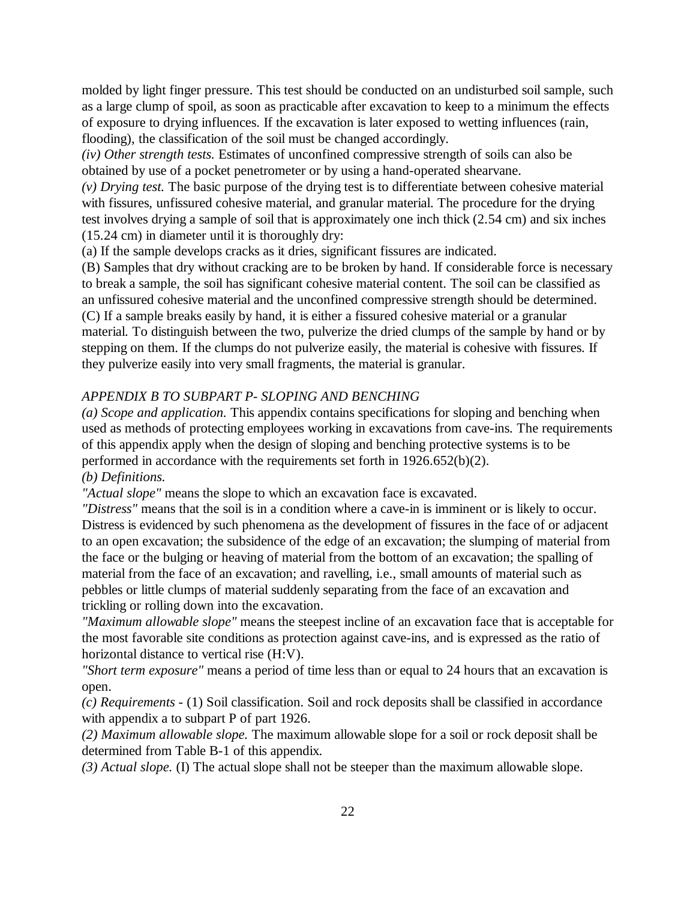molded by light finger pressure. This test should be conducted on an undisturbed soil sample, such as a large clump of spoil, as soon as practicable after excavation to keep to a minimum the effects of exposure to drying influences. If the excavation is later exposed to wetting influences (rain, flooding), the classification of the soil must be changed accordingly.

*(iv) Other strength tests.* Estimates of unconfined compressive strength of soils can also be obtained by use of a pocket penetrometer or by using a hand-operated shearvane.

*(v) Drying test.* The basic purpose of the drying test is to differentiate between cohesive material with fissures, unfissured cohesive material, and granular material. The procedure for the drying test involves drying a sample of soil that is approximately one inch thick (2.54 cm) and six inches (15.24 cm) in diameter until it is thoroughly dry:

(a) If the sample develops cracks as it dries, significant fissures are indicated.

(B) Samples that dry without cracking are to be broken by hand. If considerable force is necessary to break a sample, the soil has significant cohesive material content. The soil can be classified as an unfissured cohesive material and the unconfined compressive strength should be determined.

(C) If a sample breaks easily by hand, it is either a fissured cohesive material or a granular material. To distinguish between the two, pulverize the dried clumps of the sample by hand or by stepping on them. If the clumps do not pulverize easily, the material is cohesive with fissures. If they pulverize easily into very small fragments, the material is granular.

*APPENDIX B TO SUBPART P- SLOPING AND BENCHING*

*(a) Scope and application.* This appendix contains specifications for sloping and benching when used as methods of protecting employees working in excavations from cave-ins. The requirements of this appendix apply when the design of sloping and benching protective systems is to be performed in accordance with the requirements set forth in 1926.652(b)(2).

*(b) Definitions.*

*"Actual slope"* means the slope to which an excavation face is excavated.

*"Distress"* means that the soil is in a condition where a cave-in is imminent or is likely to occur. Distress is evidenced by such phenomena as the development of fissures in the face of or adjacent to an open excavation; the subsidence of the edge of an excavation; the slumping of material from the face or the bulging or heaving of material from the bottom of an excavation; the spalling of material from the face of an excavation; and ravelling, i.e., small amounts of material such as pebbles or little clumps of material suddenly separating from the face of an excavation and trickling or rolling down into the excavation.

*"Maximum allowable slope"* means the steepest incline of an excavation face that is acceptable for the most favorable site conditions as protection against cave-ins, and is expressed as the ratio of horizontal distance to vertical rise (H:V).

*"Short term exposure"* means a period of time less than or equal to 24 hours that an excavation is open.

*(c) Requirements* - (1) Soil classification. Soil and rock deposits shall be classified in accordance with appendix a to subpart P of part 1926.

*(2) Maximum allowable slope.* The maximum allowable slope for a soil or rock deposit shall be determined from Table B-1 of this appendix.

*(3) Actual slope.* (I) The actual slope shall not be steeper than the maximum allowable slope.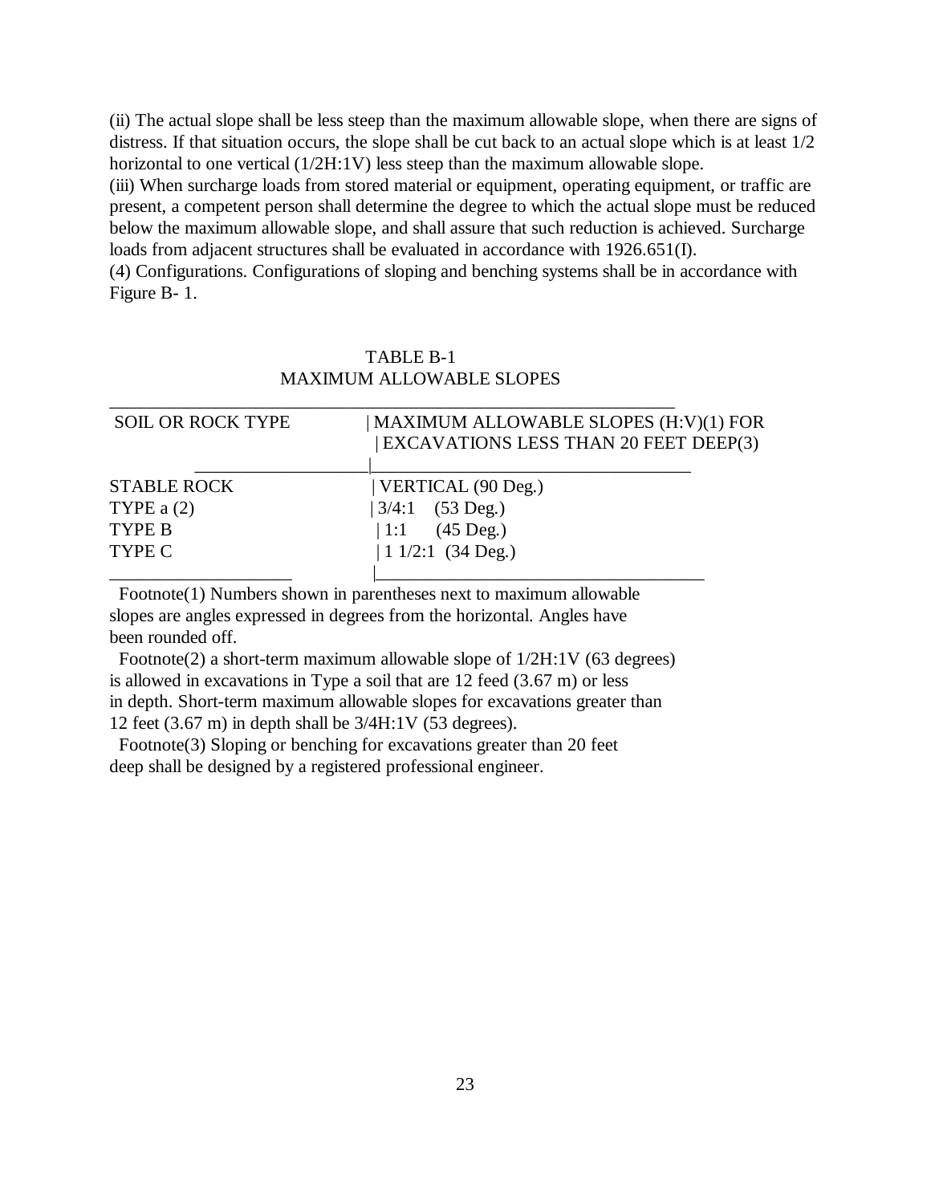(ii) The actual slope shall be less steep than the maximum allowable slope, when there are signs of distress. If that situation occurs, the slope shall be cut back to an actual slope which is at least 1/2 horizontal to one vertical (1/2H:1V) less steep than the maximum allowable slope.
(iii) When surcharge loads from stored material or equipment, operating equipment, or traffic are present, a competent person shall determine the degree to which the actual slope must be reduced below the maximum allowable slope, and shall assure that such reduction is achieved. Surcharge loads from adjacent structures shall be evaluated in accordance with 1926.651(I).
(4) Configurations. Configurations of sloping and benching systems shall be in accordance with Figure B- 1.

TABLE B-1
MAXIMUM ALLOWABLE SLOPES

| SOIL OR ROCK TYPE | MAXIMUM ALLOWABLE SLOPES (H:V)(1) FOR EXCAVATIONS LESS THAN 20 FEET DEEP(3) |
|---|---|
| STABLE ROCK | VERTICAL (90 Deg.) |
| TYPE a (2) | 3/4:1 (53 Deg.) |
| TYPE B | 1:1 (45 Deg.) |
| TYPE C | 1 1/2:1 (34 Deg.) |

Footnote(1) Numbers shown in parentheses next to maximum allowable slopes are angles expressed in degrees from the horizontal. Angles have been rounded off.

Footnote(2) a short-term maximum allowable slope of 1/2H:1V (63 degrees) is allowed in excavations in Type a soil that are 12 feed (3.67 m) or less in depth. Short-term maximum allowable slopes for excavations greater than 12 feet (3.67 m) in depth shall be 3/4H:1V (53 degrees).

Footnote(3) Sloping or benching for excavations greater than 20 feet deep shall be designed by a registered professional engineer.